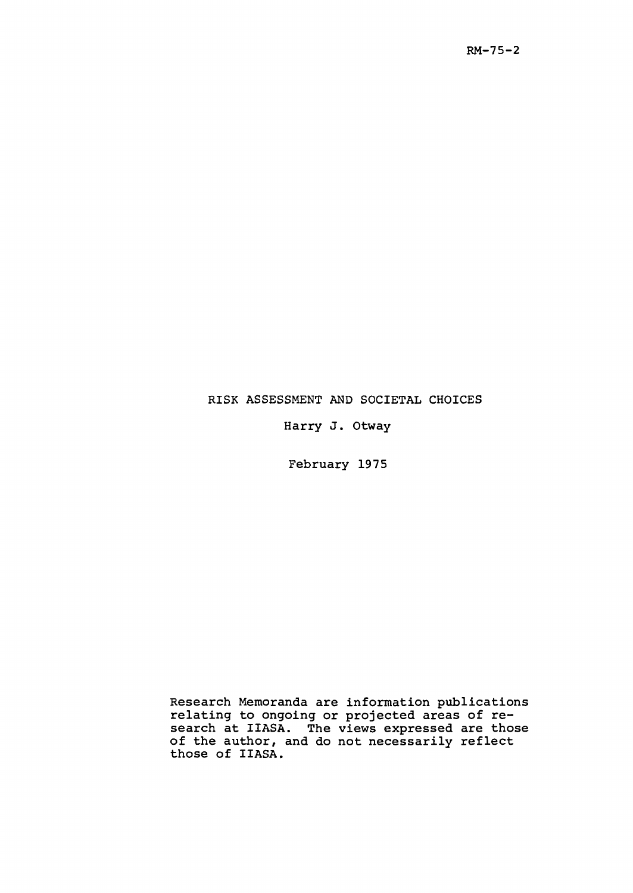RM-75-2

# RISK ASSESSMENT AND SOCIETAL CHOICES

Harry J. Otway

February 1975

Research Memoranda are information publications relating to ongoing or projected areas of research at IIASA. The views expressed are those of the author, and do not necessarily reflect those of IIASA.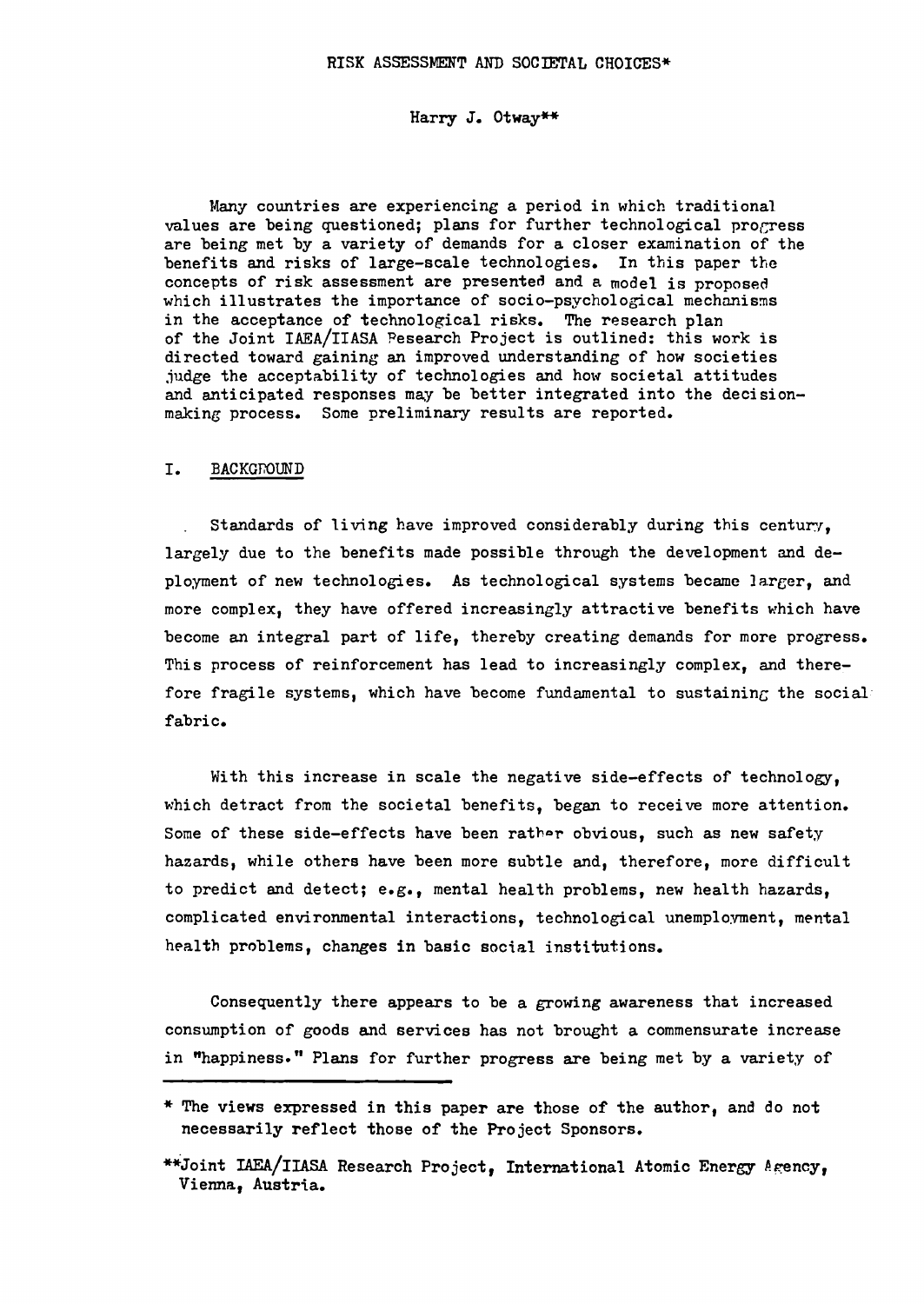# RISK ASSESSMENT AND SOCIETAL CHOICES*

Harry J. Otway**

Many countries are experiencing a period in which traditional values are being questioned; plans for further technological progress are being met by a variety of demands for a closer examination of the benefits and risks of large-scale technologies. In this paper the concepts of risk assessment are presented and a model is proposed which illustrates the importance of socio-psychological mechanisms in the acceptance of technological risks. The research plan of the Joint IAEA/IIASA Research Project is outlined: this work is directed toward gaining an improved understanding of how societies judge the acceptability of technologies and how societal attitudes and anticipated responses may be better integrated into the decision-making process. Some preliminary results are reported.

## I. BACKGROUND

Standards of living have improved considerably during this century, largely due to the benefits made possible through the development and deployment of new technologies. As technological systems became larger, and more complex, they have offered increasingly attractive benefits which have become an integral part of life, thereby creating demands for more progress. This process of reinforcement has lead to increasingly complex, and therefore fragile systems, which have become fundamental to sustaining the social fabric.

With this increase in scale the negative side-effects of technology, which detract from the societal benefits, began to receive more attention. Some of these side-effects have been rather obvious, such as new safety hazards, while others have been more subtle and, therefore, more difficult to predict and detect; e.g., mental health problems, new health hazards, complicated environmental interactions, technological unemployment, mental health problems, changes in basic social institutions.

Consequently there appears to be a growing awareness that increased consumption of goods and services has not brought a commensurate increase in "happiness." Plans for further progress are being met by a variety of

---

* The views expressed in this paper are those of the author, and do not necessarily reflect those of the Project Sponsors.

**Joint IAEA/IIASA Research Project, International Atomic Energy Agency, Vienna, Austria.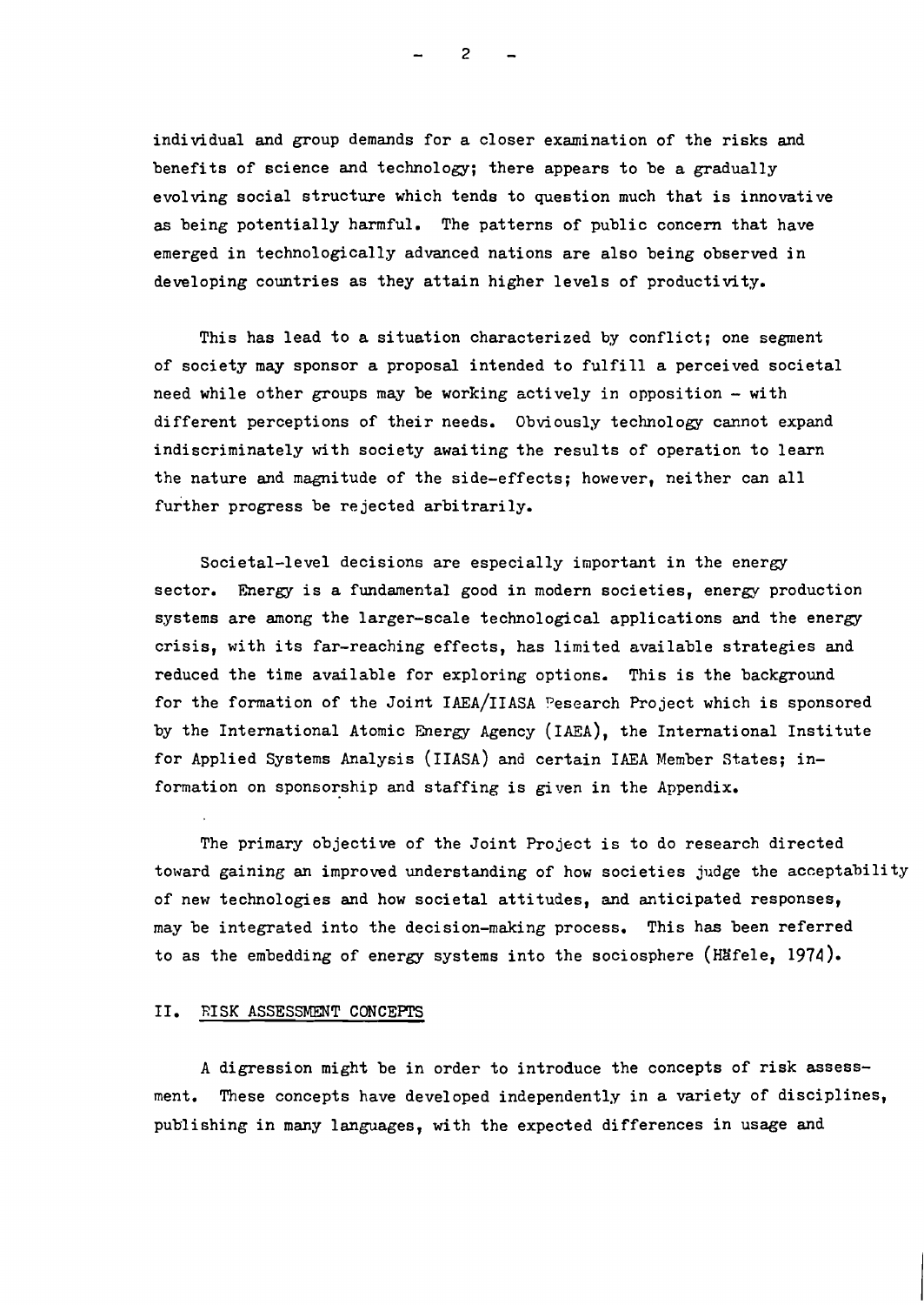individual and group demands for a closer examination of the risks and benefits of science and technology; there appears to be a gradually evolving social structure which tends to question much that is innovative as being potentially harmful. The patterns of public concern that have emerged in technologically advanced nations are also being observed in developing countries as they attain higher levels of productivity.

This has lead to a situation characterized by conflict; one segment of society may sponsor a proposal intended to fulfill a perceived societal need while other groups may be working actively in opposition – with different perceptions of their needs. Obviously technology cannot expand indiscriminately with society awaiting the results of operation to learn the nature and magnitude of the side-effects; however, neither can all further progress be rejected arbitrarily.

Societal-level decisions are especially important in the energy sector. Energy is a fundamental good in modern societies, energy production systems are among the larger-scale technological applications and the energy crisis, with its far-reaching effects, has limited available strategies and reduced the time available for exploring options. This is the background for the formation of the Joint IAEA/IIASA Research Project which is sponsored by the International Atomic Energy Agency (IAEA), the International Institute for Applied Systems Analysis (IIASA) and certain IAEA Member States; information on sponsorship and staffing is given in the Appendix.

The primary objective of the Joint Project is to do research directed toward gaining an improved understanding of how societies judge the acceptability of new technologies and how societal attitudes, and anticipated responses, may be integrated into the decision-making process. This has been referred to as the embedding of energy systems into the sociosphere (Häfele, 1974).

## II. RISK ASSESSMENT CONCEPTS

A digression might be in order to introduce the concepts of risk assessment. These concepts have developed independently in a variety of disciplines, publishing in many languages, with the expected differences in usage and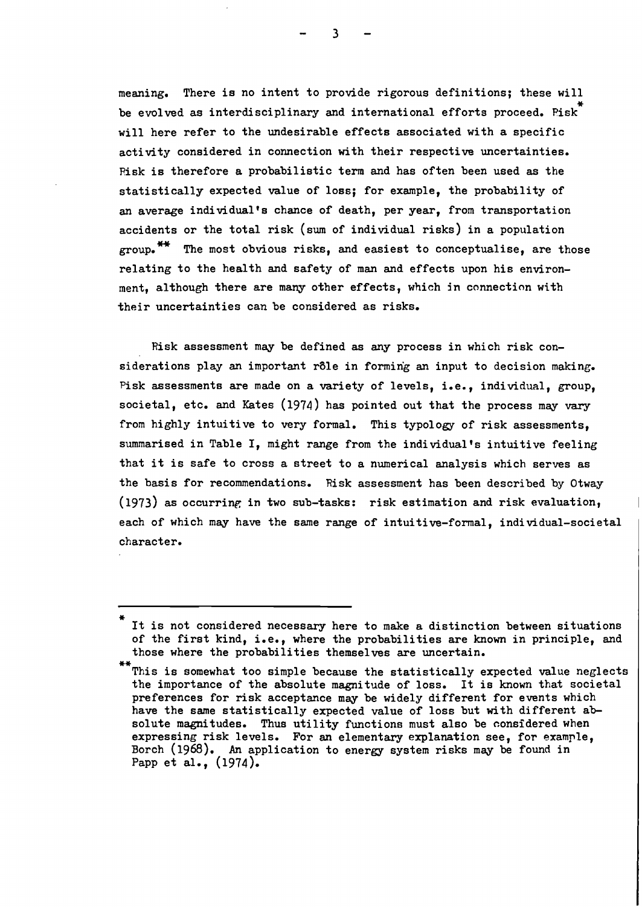meaning. There is no intent to provide rigorous definitions; these will be evolved as interdisciplinary and international efforts proceed. Risk* will here refer to the undesirable effects associated with a specific activity considered in connection with their respective uncertainties. Risk is therefore a probabilistic term and has often been used as the statistically expected value of loss; for example, the probability of an average individual's chance of death, per year, from transportation accidents or the total risk (sum of individual risks) in a population group.** The most obvious risks, and easiest to conceptualise, are those relating to the health and safety of man and effects upon his environment, although there are many other effects, which in connection with their uncertainties can be considered as risks.

Risk assessment may be defined as any process in which risk considerations play an important rôle in forming an input to decision making. Risk assessments are made on a variety of levels, i.e., individual, group, societal, etc. and Kates (1974) has pointed out that the process may vary from highly intuitive to very formal. This typology of risk assessments, summarised in Table I, might range from the individual's intuitive feeling that it is safe to cross a street to a numerical analysis which serves as the basis for recommendations. Risk assessment has been described by Otway (1973) as occurring in two sub-tasks: risk estimation and risk evaluation, each of which may have the same range of intuitive-formal, individual-societal character.

---

* It is not considered necessary here to make a distinction between situations of the first kind, i.e., where the probabilities are known in principle, and those where the probabilities themselves are uncertain.

** This is somewhat too simple because the statistically expected value neglects the importance of the absolute magnitude of loss. It is known that societal preferences for risk acceptance may be widely different for events which have the same statistically expected value of loss but with different absolute magnitudes. Thus utility functions must also be considered when expressing risk levels. For an elementary explanation see, for example, Borch (1968). An application to energy system risks may be found in Papp et al., (1974).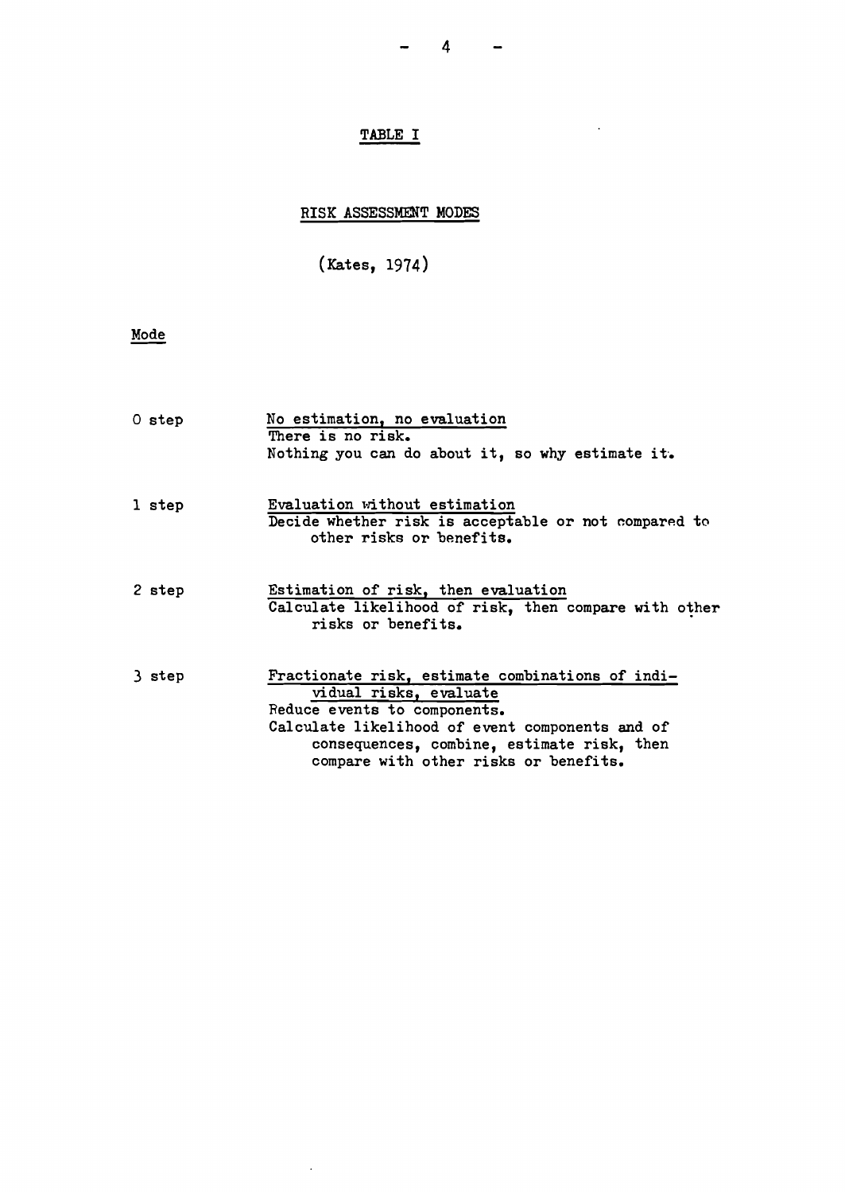## TABLE I

### RISK ASSESSMENT MODES

(Kates, 1974)

| Mode | |
|---|---|
| 0 step | <u>No estimation, no evaluation</u><br>There is no risk.<br>Nothing you can do about it, so why estimate it. |
| 1 step | <u>Evaluation without estimation</u><br>Decide whether risk is acceptable or not compared to other risks or benefits. |
| 2 step | <u>Estimation of risk, then evaluation</u><br>Calculate likelihood of risk, then compare with other risks or benefits. |
| 3 step | <u>Fractionate risk, estimate combinations of individual risks, evaluate</u><br>Reduce events to components.<br>Calculate likelihood of event components and of consequences, combine, estimate risk, then compare with other risks or benefits. |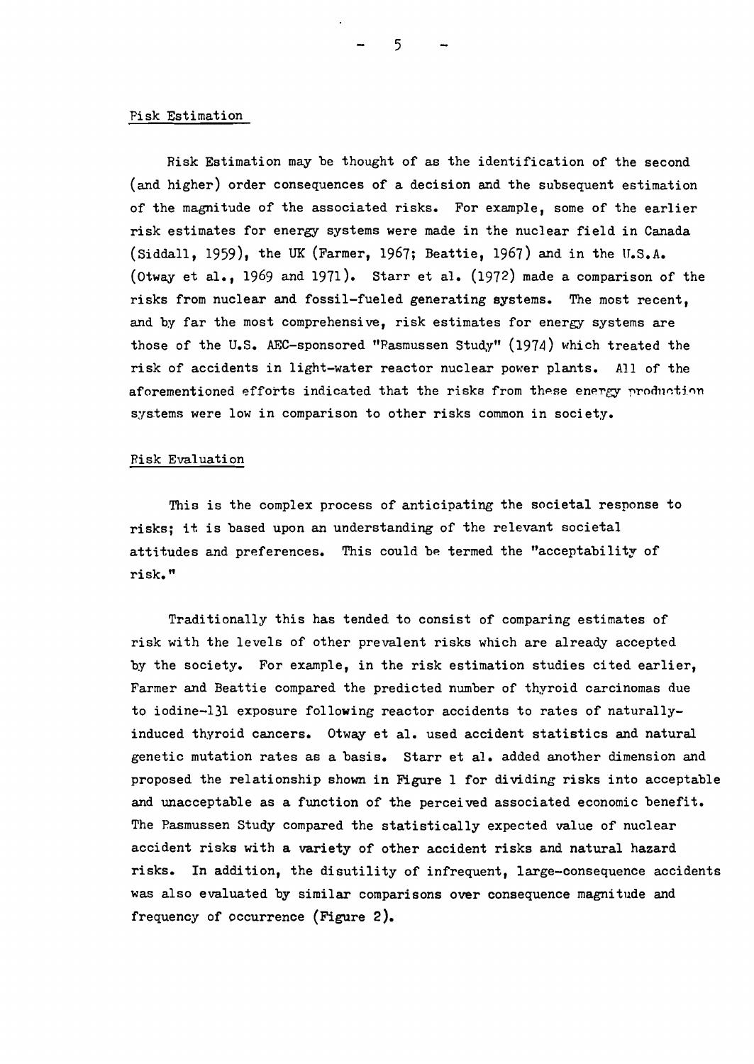## Risk Estimation

Risk Estimation may be thought of as the identification of the second (and higher) order consequences of a decision and the subsequent estimation of the magnitude of the associated risks. For example, some of the earlier risk estimates for energy systems were made in the nuclear field in Canada (Siddall, 1959), the UK (Farmer, 1967; Beattie, 1967) and in the U.S.A. (Otway et al., 1969 and 1971). Starr et al. (1972) made a comparison of the risks from nuclear and fossil-fueled generating systems. The most recent, and by far the most comprehensive, risk estimates for energy systems are those of the U.S. AEC-sponsored "Rasmussen Study" (1974) which treated the risk of accidents in light-water reactor nuclear power plants. All of the aforementioned efforts indicated that the risks from these energy production systems were low in comparison to other risks common in society.

## Risk Evaluation

This is the complex process of anticipating the societal response to risks; it is based upon an understanding of the relevant societal attitudes and preferences. This could be termed the "acceptability of risk."

Traditionally this has tended to consist of comparing estimates of risk with the levels of other prevalent risks which are already accepted by the society. For example, in the risk estimation studies cited earlier, Farmer and Beattie compared the predicted number of thyroid carcinomas due to iodine-131 exposure following reactor accidents to rates of naturally-induced thyroid cancers. Otway et al. used accident statistics and natural genetic mutation rates as a basis. Starr et al. added another dimension and proposed the relationship shown in Figure 1 for dividing risks into acceptable and unacceptable as a function of the perceived associated economic benefit. The Rasmussen Study compared the statistically expected value of nuclear accident risks with a variety of other accident risks and natural hazard risks. In addition, the disutility of infrequent, large-consequence accidents was also evaluated by similar comparisons over consequence magnitude and frequency of occurrence (Figure 2).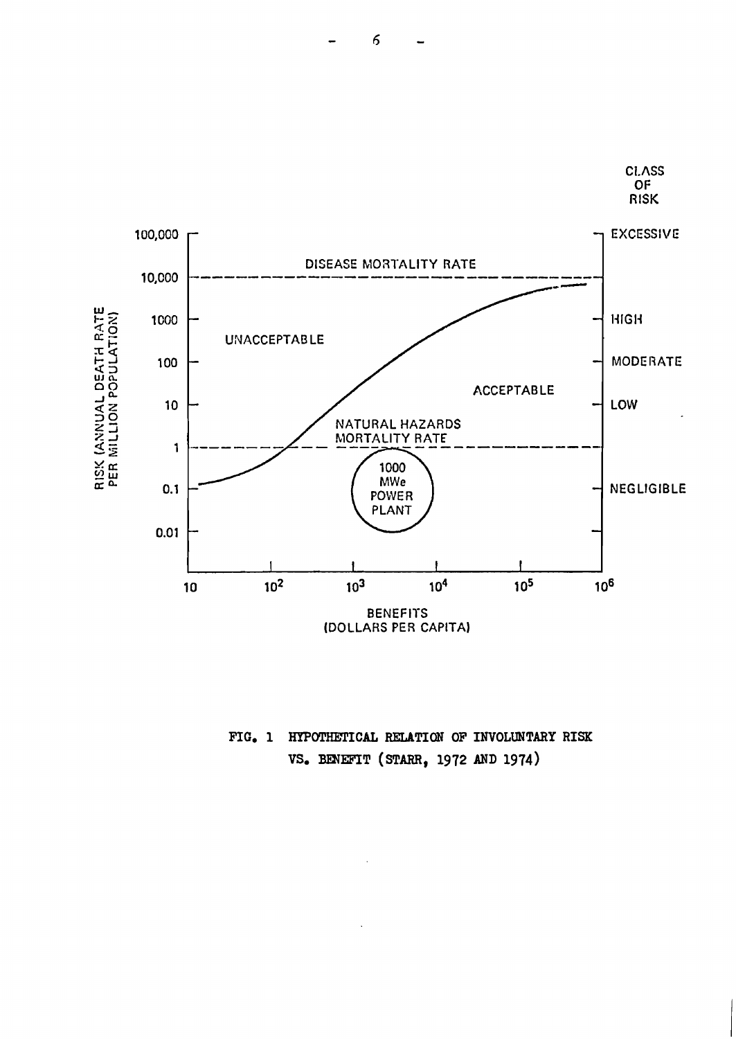FIG. 1 HYPOTHETICAL RELATION OF INVOLUNTARY RISK VS. BENEFIT (STARR, 1972 AND 1974)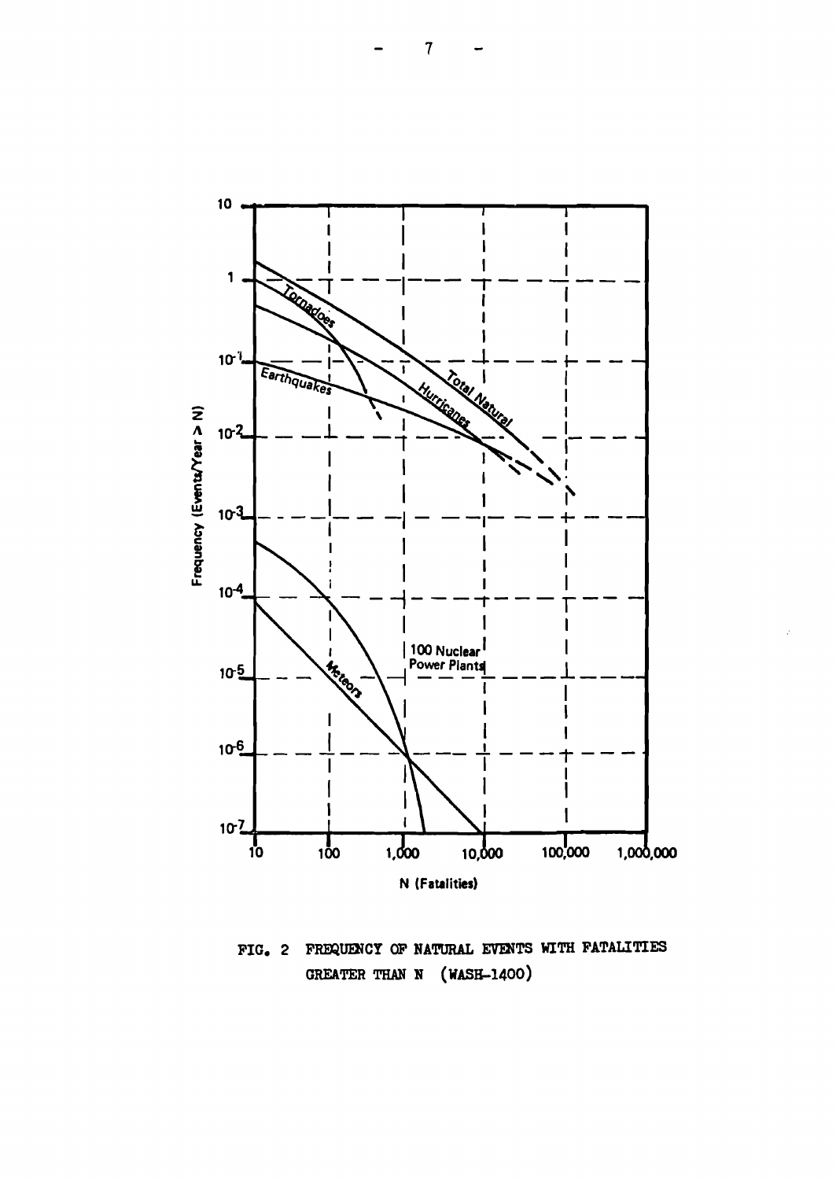FIG. 2 FREQUENCY OF NATURAL EVENTS WITH FATALITIES GREATER THAN N (WASH-1400)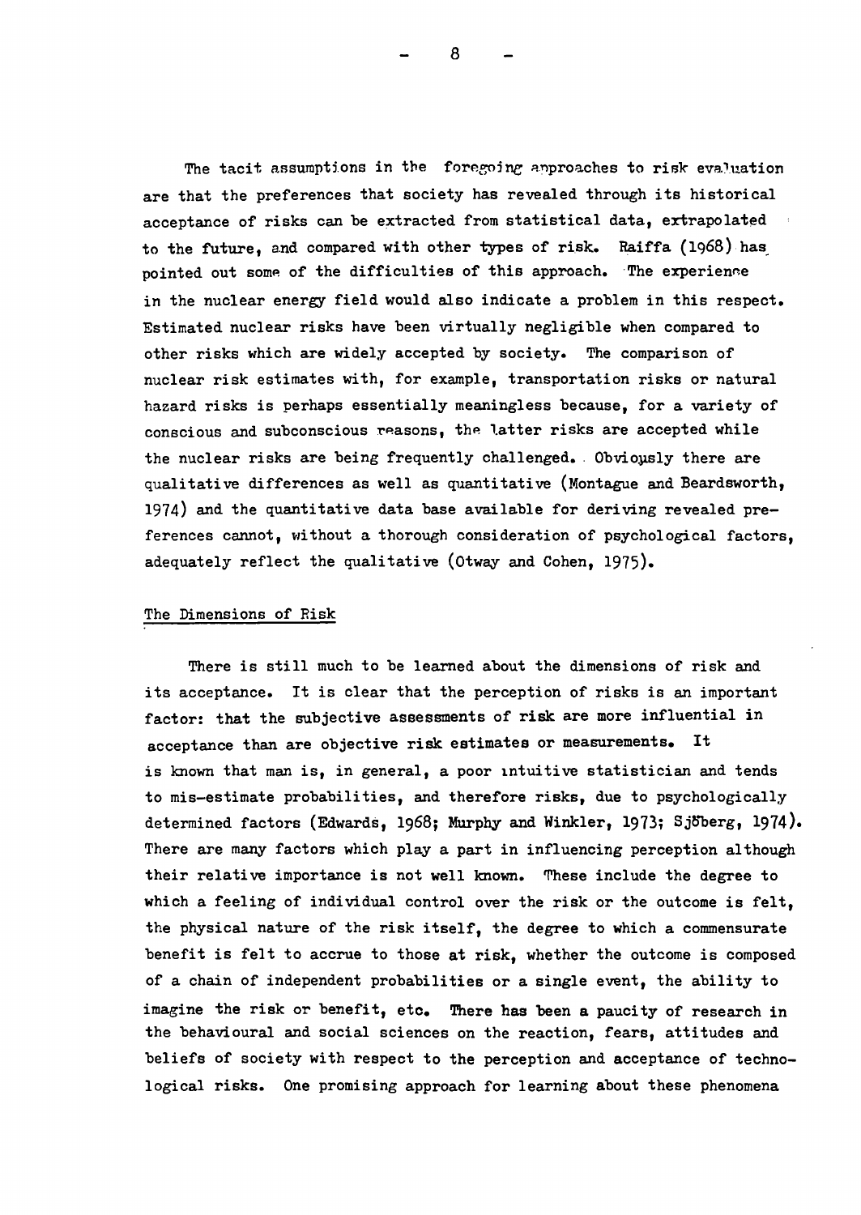The tacit assumptions in the foregoing approaches to risk evaluation are that the preferences that society has revealed through its historical acceptance of risks can be extracted from statistical data, extrapolated to the future, and compared with other types of risk. Raiffa (1968) has pointed out some of the difficulties of this approach. The experience in the nuclear energy field would also indicate a problem in this respect. Estimated nuclear risks have been virtually negligible when compared to other risks which are widely accepted by society. The comparison of nuclear risk estimates with, for example, transportation risks or natural hazard risks is perhaps essentially meaningless because, for a variety of conscious and subconscious reasons, the latter risks are accepted while the nuclear risks are being frequently challenged. Obviously there are qualitative differences as well as quantitative (Montague and Beardsworth, 1974) and the quantitative data base available for deriving revealed preferences cannot, without a thorough consideration of psychological factors, adequately reflect the qualitative (Otway and Cohen, 1975).

## The Dimensions of Risk

There is still much to be learned about the dimensions of risk and its acceptance. It is clear that the perception of risks is an important factor: that the subjective assessments of risk are more influential in acceptance than are objective risk estimates or measurements. It is known that man is, in general, a poor intuitive statistician and tends to mis-estimate probabilities, and therefore risks, due to psychologically determined factors (Edwards, 1968; Murphy and Winkler, 1973; Sjöberg, 1974). There are many factors which play a part in influencing perception although their relative importance is not well known. These include the degree to which a feeling of individual control over the risk or the outcome is felt, the physical nature of the risk itself, the degree to which a commensurate benefit is felt to accrue to those at risk, whether the outcome is composed of a chain of independent probabilities or a single event, the ability to imagine the risk or benefit, etc. There has been a paucity of research in the behavioural and social sciences on the reaction, fears, attitudes and beliefs of society with respect to the perception and acceptance of technological risks. One promising approach for learning about these phenomena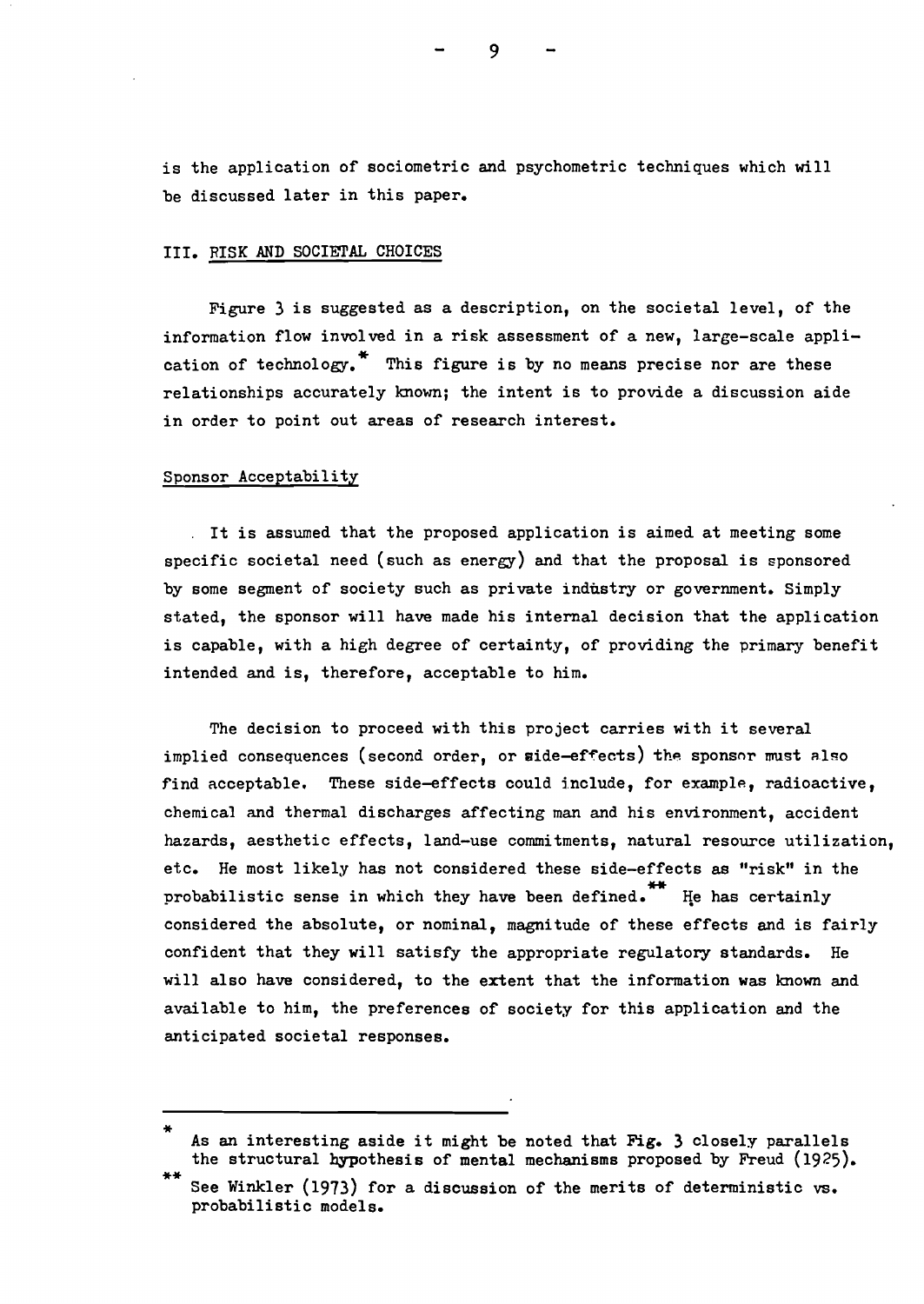is the application of sociometric and psychometric techniques which will be discussed later in this paper.

## III. RISK AND SOCIETAL CHOICES

Figure 3 is suggested as a description, on the societal level, of the information flow involved in a risk assessment of a new, large-scale application of technology.* This figure is by no means precise nor are these relationships accurately known; the intent is to provide a discussion aide in order to point out areas of research interest.

### Sponsor Acceptability

It is assumed that the proposed application is aimed at meeting some specific societal need (such as energy) and that the proposal is sponsored by some segment of society such as private industry or government. Simply stated, the sponsor will have made his internal decision that the application is capable, with a high degree of certainty, of providing the primary benefit intended and is, therefore, acceptable to him.

The decision to proceed with this project carries with it several implied consequences (second order, or side-effects) the sponsor must also find acceptable. These side-effects could include, for example, radioactive, chemical and thermal discharges affecting man and his environment, accident hazards, aesthetic effects, land-use commitments, natural resource utilization, etc. He most likely has not considered these side-effects as "risk" in the probabilistic sense in which they have been defined.** He has certainly considered the absolute, or nominal, magnitude of these effects and is fairly confident that they will satisfy the appropriate regulatory standards. He will also have considered, to the extent that the information was known and available to him, the preferences of society for this application and the anticipated societal responses.

---

\* As an interesting aside it might be noted that Fig. 3 closely parallels the structural hypothesis of mental mechanisms proposed by Freud (1925).

\*\* See Winkler (1973) for a discussion of the merits of deterministic vs. probabilistic models.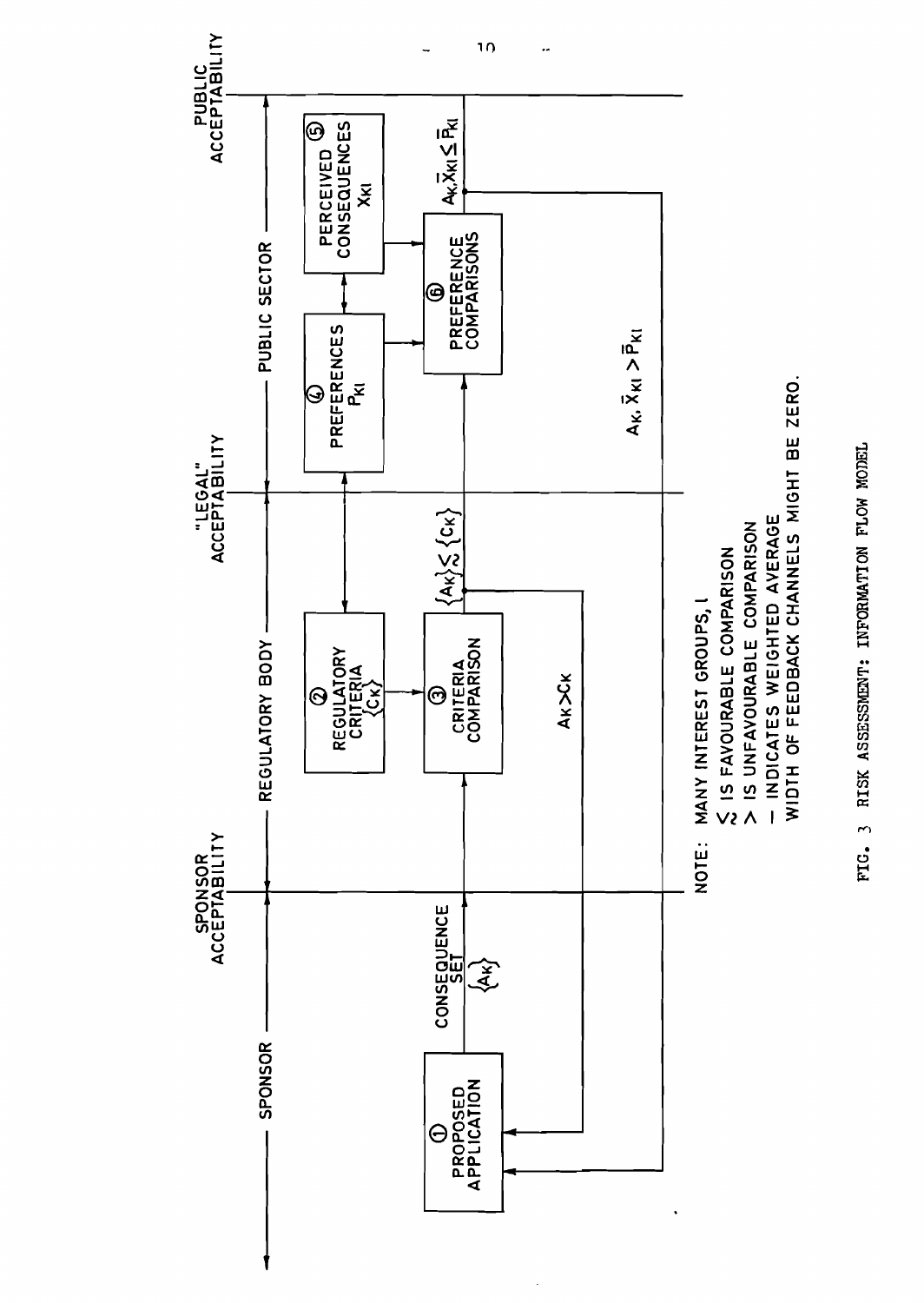SPONSOR — SPONSOR ACCEPTABILITY — REGULATORY BODY — "LEGAL" ACCEPTABILITY — PUBLIC SECTOR — PUBLIC ACCEPTABILITY

① PROPOSED APPLICATION

CONSEQUENCE SET $\{A_K\}$

② REGULATORY CRITERIA $\{C_K\}$

③ CRITERIA COMPARISON

$\{A_K\} \lesssim \{C_K\}$

$A_K > C_K$

④ PREFERENCES $P_{KI}$

⑤ PERCEIVED CONSEQUENCES $X_{KI}$

⑥ PREFERENCE COMPARISONS

$A_K, \bar{X}_{KI} \leq \bar{P}_{KI}$

$A_K, \bar{X}_{KI} > \bar{P}_{KI}$

NOTE: MANY INTEREST GROUPS, I

$\lesssim$ IS FAVOURABLE COMPARISON

$>$ IS UNFAVOURABLE COMPARISON

— INDICATES WEIGHTED AVERAGE

WIDTH OF FEEDBACK CHANNELS MIGHT BE ZERO.

FIG. 3 RISK ASSESSMENT: INFORMATION FLOW MODEL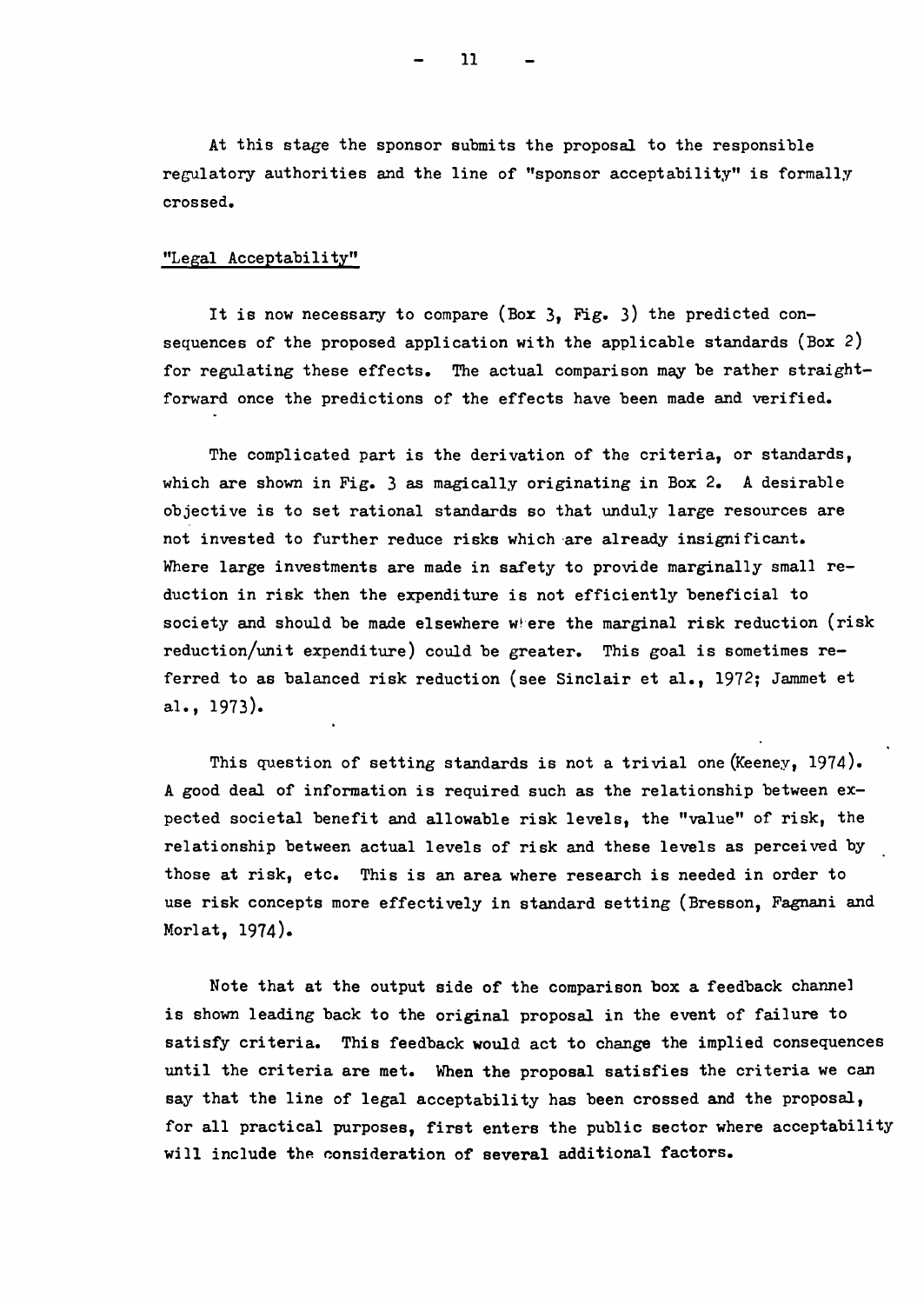At this stage the sponsor submits the proposal to the responsible regulatory authorities and the line of "sponsor acceptability" is formally crossed.

### "Legal Acceptability"

It is now necessary to compare (Box 3, Fig. 3) the predicted consequences of the proposed application with the applicable standards (Box 2) for regulating these effects. The actual comparison may be rather straightforward once the predictions of the effects have been made and verified.

The complicated part is the derivation of the criteria, or standards, which are shown in Fig. 3 as magically originating in Box 2. A desirable objective is to set rational standards so that unduly large resources are not invested to further reduce risks which are already insignificant. Where large investments are made in safety to provide marginally small reduction in risk then the expenditure is not efficiently beneficial to society and should be made elsewhere where the marginal risk reduction (risk reduction/unit expenditure) could be greater. This goal is sometimes referred to as balanced risk reduction (see Sinclair et al., 1972; Jammet et al., 1973).

This question of setting standards is not a trivial one (Keeney, 1974). A good deal of information is required such as the relationship between expected societal benefit and allowable risk levels, the "value" of risk, the relationship between actual levels of risk and these levels as perceived by those at risk, etc. This is an area where research is needed in order to use risk concepts more effectively in standard setting (Bresson, Fagnani and Morlat, 1974).

Note that at the output side of the comparison box a feedback channel is shown leading back to the original proposal in the event of failure to satisfy criteria. This feedback would act to change the implied consequences until the criteria are met. When the proposal satisfies the criteria we can say that the line of legal acceptability has been crossed and the proposal, for all practical purposes, first enters the public sector where acceptability will include the consideration of several additional factors.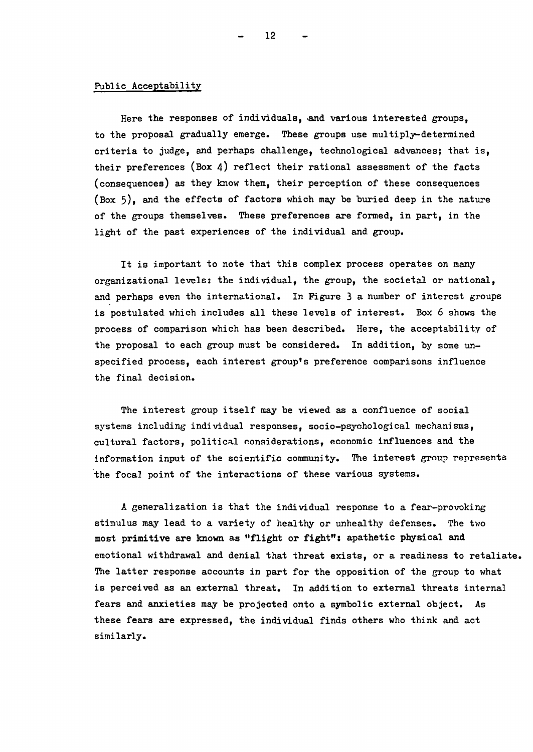## Public Acceptability

Here the responses of individuals, and various interested groups, to the proposal gradually emerge. These groups use multiply-determined criteria to judge, and perhaps challenge, technological advances; that is, their preferences (Box 4) reflect their rational assessment of the facts (consequences) as they know them, their perception of these consequences (Box 5), and the effects of factors which may be buried deep in the nature of the groups themselves. These preferences are formed, in part, in the light of the past experiences of the individual and group.

It is important to note that this complex process operates on many organizational levels: the individual, the group, the societal or national, and perhaps even the international. In Figure 3 a number of interest groups is postulated which includes all these levels of interest. Box 6 shows the process of comparison which has been described. Here, the acceptability of the proposal to each group must be considered. In addition, by some unspecified process, each interest group's preference comparisons influence the final decision.

The interest group itself may be viewed as a confluence of social systems including individual responses, socio-psychological mechanisms, cultural factors, political considerations, economic influences and the information input of the scientific community. The interest group represents the focal point of the interactions of these various systems.

A generalization is that the individual response to a fear-provoking stimulus may lead to a variety of healthy or unhealthy defenses. The two most primitive are known as "flight or fight": apathetic physical and emotional withdrawal and denial that threat exists, or a readiness to retaliate. The latter response accounts in part for the opposition of the group to what is perceived as an external threat. In addition to external threats internal fears and anxieties may be projected onto a symbolic external object. As these fears are expressed, the individual finds others who think and act similarly.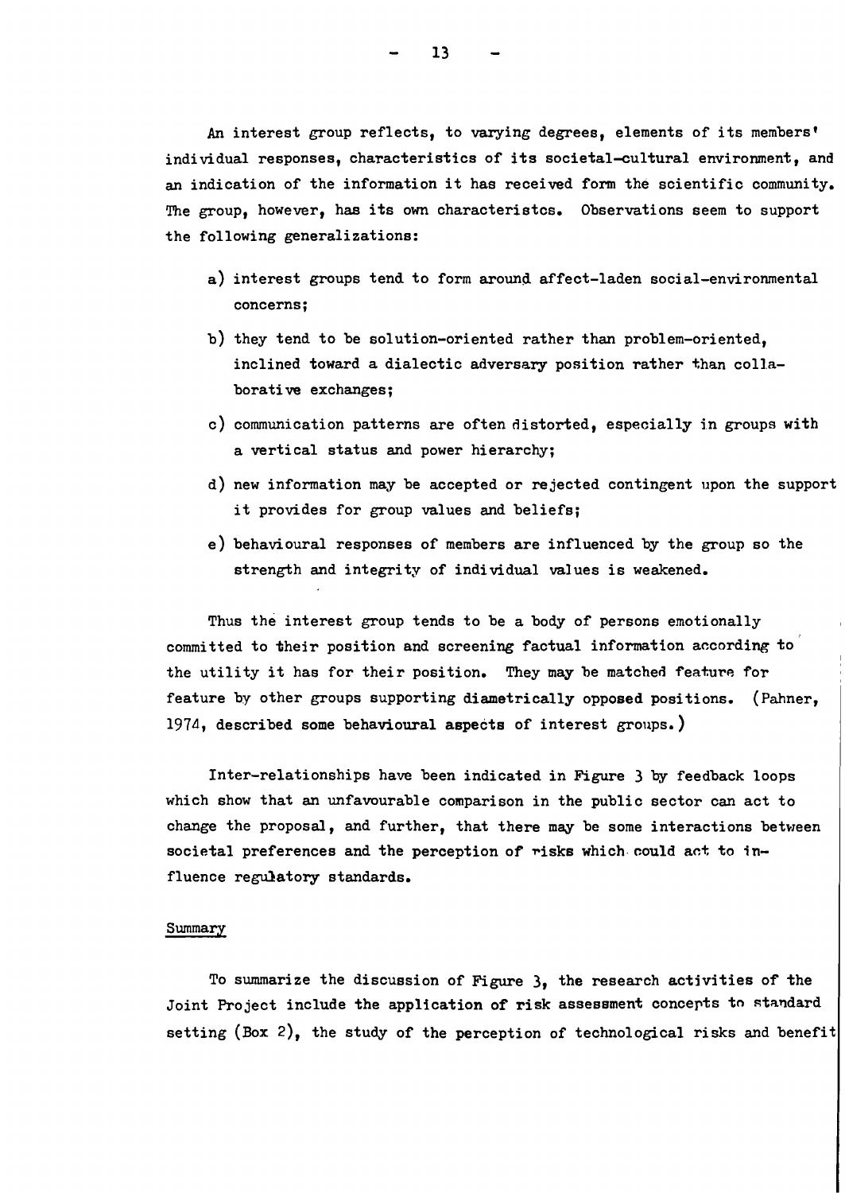An interest group reflects, to varying degrees, elements of its members' individual responses, characteristics of its societal-cultural environment, and an indication of the information it has received form the scientific community. The group, however, has its own characterstcs. Observations seem to support the following generalizations:

a) interest groups tend to form around affect-laden social-environmental concerns;

b) they tend to be solution-oriented rather than problem-oriented, inclined toward a dialectic adversary position rather than collaborative exchanges;

c) communication patterns are often distorted, especially in groups with a vertical status and power hierarchy;

d) new information may be accepted or rejected contingent upon the support it provides for group values and beliefs;

e) behavioural responses of members are influenced by the group so the strength and integrity of individual values is weakened.

Thus the interest group tends to be a body of persons emotionally committed to their position and screening factual information according to the utility it has for their position. They may be matched feature for feature by other groups supporting diametrically opposed positions. (Pahner, 1974, described some behavioural aspects of interest groups.)

Inter-relationships have been indicated in Figure 3 by feedback loops which show that an unfavourable comparison in the public sector can act to change the proposal, and further, that there may be some interactions between societal preferences and the perception of risks which could act to influence regulatory standards.

## Summary

To summarize the discussion of Figure 3, the research activities of the Joint Project include the application of risk assessment concepts to standard setting (Box 2), the study of the perception of technological risks and benefit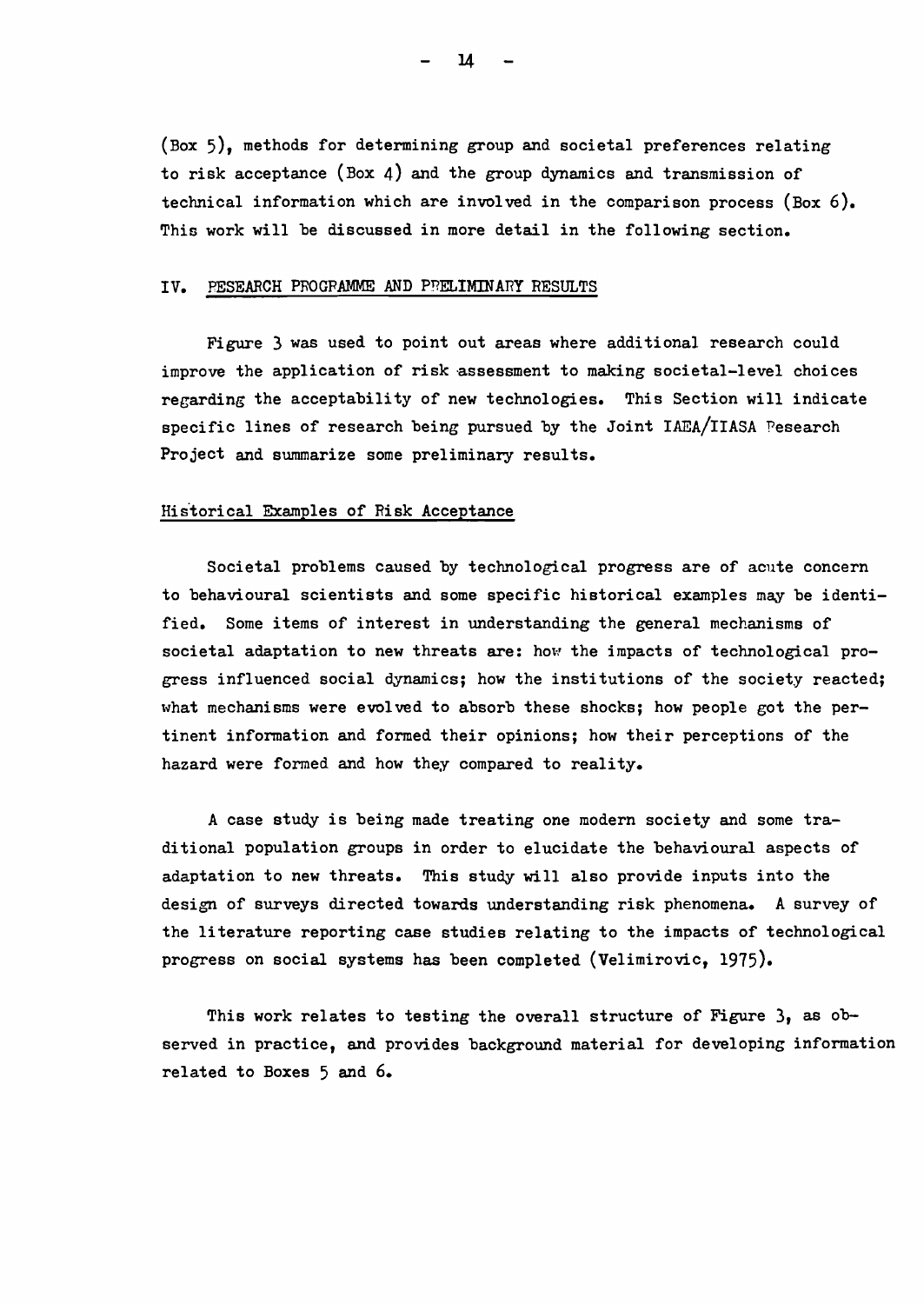(Box 5), methods for determining group and societal preferences relating to risk acceptance (Box 4) and the group dynamics and transmission of technical information which are involved in the comparison process (Box 6). This work will be discussed in more detail in the following section.

## IV. RESEARCH PROGRAMME AND PRELIMINARY RESULTS

Figure 3 was used to point out areas where additional research could improve the application of risk assessment to making societal-level choices regarding the acceptability of new technologies. This Section will indicate specific lines of research being pursued by the Joint IAEA/IIASA Research Project and summarize some preliminary results.

### Historical Examples of Risk Acceptance

Societal problems caused by technological progress are of acute concern to behavioural scientists and some specific historical examples may be identified. Some items of interest in understanding the general mechanisms of societal adaptation to new threats are: how the impacts of technological progress influenced social dynamics; how the institutions of the society reacted; what mechanisms were evolved to absorb these shocks; how people got the pertinent information and formed their opinions; how their perceptions of the hazard were formed and how they compared to reality.

A case study is being made treating one modern society and some traditional population groups in order to elucidate the behavioural aspects of adaptation to new threats. This study will also provide inputs into the design of surveys directed towards understanding risk phenomena. A survey of the literature reporting case studies relating to the impacts of technological progress on social systems has been completed (Velimirovic, 1975).

This work relates to testing the overall structure of Figure 3, as observed in practice, and provides background material for developing information related to Boxes 5 and 6.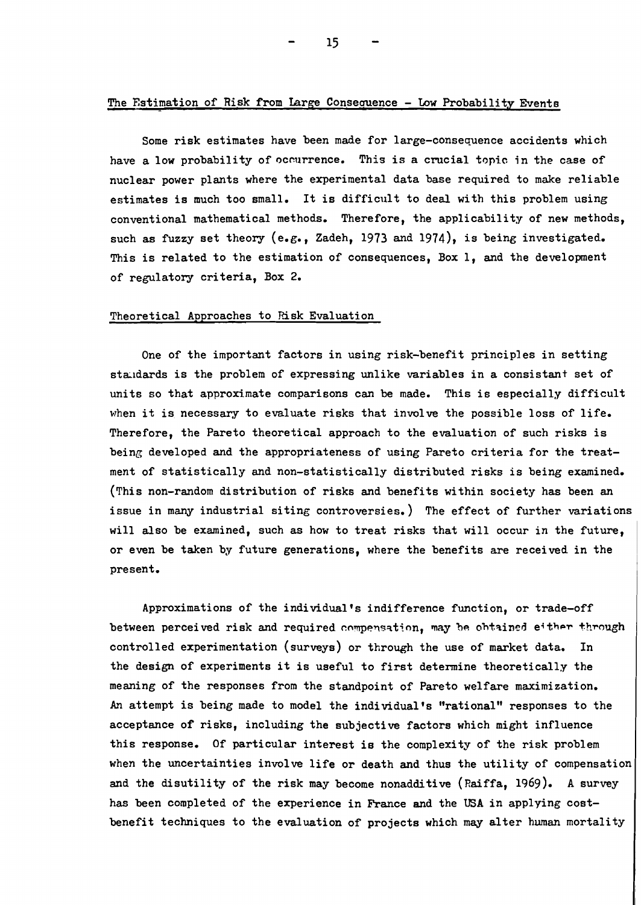## The Estimation of Risk from Large Consequence - Low Probability Events

Some risk estimates have been made for large-consequence accidents which have a low probability of occurrence. This is a crucial topic in the case of nuclear power plants where the experimental data base required to make reliable estimates is much too small. It is difficult to deal with this problem using conventional mathematical methods. Therefore, the applicability of new methods, such as fuzzy set theory (e.g., Zadeh, 1973 and 1974), is being investigated. This is related to the estimation of consequences, Box 1, and the development of regulatory criteria, Box 2.

## Theoretical Approaches to Risk Evaluation

One of the important factors in using risk-benefit principles in setting standards is the problem of expressing unlike variables in a consistant set of units so that approximate comparisons can be made. This is especially difficult when it is necessary to evaluate risks that involve the possible loss of life. Therefore, the Pareto theoretical approach to the evaluation of such risks is being developed and the appropriateness of using Pareto criteria for the treatment of statistically and non-statistically distributed risks is being examined. (This non-random distribution of risks and benefits within society has been an issue in many industrial siting controversies.) The effect of further variations will also be examined, such as how to treat risks that will occur in the future, or even be taken by future generations, where the benefits are received in the present.

Approximations of the individual's indifference function, or trade-off between perceived risk and required compensation, may be obtained either through controlled experimentation (surveys) or through the use of market data. In the design of experiments it is useful to first determine theoretically the meaning of the responses from the standpoint of Pareto welfare maximization. An attempt is being made to model the individual's "rational" responses to the acceptance of risks, including the subjective factors which might influence this response. Of particular interest is the complexity of the risk problem when the uncertainties involve life or death and thus the utility of compensation and the disutility of the risk may become nonadditive (Raiffa, 1969). A survey has been completed of the experience in France and the USA in applying cost-benefit techniques to the evaluation of projects which may alter human mortality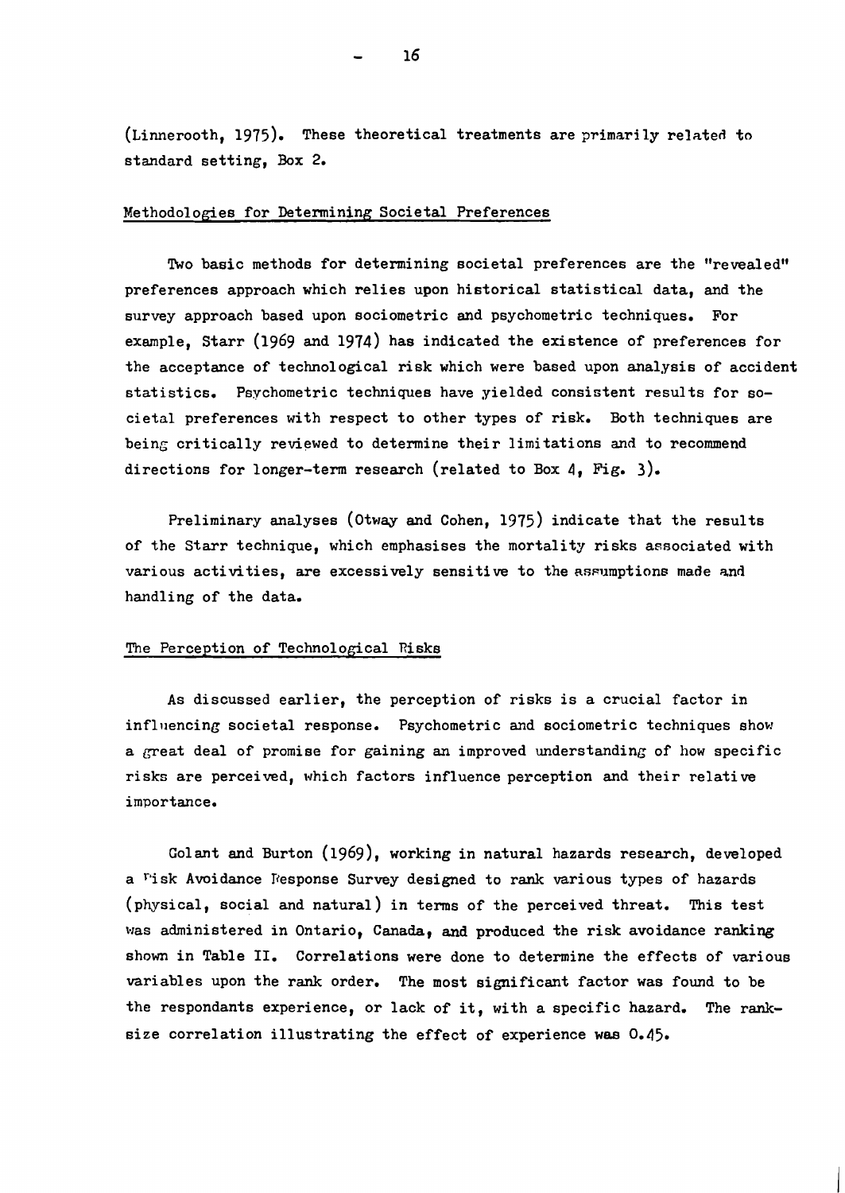(Linnerooth, 1975). These theoretical treatments are primarily related to standard setting, Box 2.

## Methodologies for Determining Societal Preferences

Two basic methods for determining societal preferences are the "revealed" preferences approach which relies upon historical statistical data, and the survey approach based upon sociometric and psychometric techniques. For example, Starr (1969 and 1974) has indicated the existence of preferences for the acceptance of technological risk which were based upon analysis of accident statistics. Psychometric techniques have yielded consistent results for societal preferences with respect to other types of risk. Both techniques are being critically reviewed to determine their limitations and to recommend directions for longer-term research (related to Box 4, Fig. 3).

Preliminary analyses (Otway and Cohen, 1975) indicate that the results of the Starr technique, which emphasises the mortality risks associated with various activities, are excessively sensitive to the assumptions made and handling of the data.

## The Perception of Technological Risks

As discussed earlier, the perception of risks is a crucial factor in influencing societal response. Psychometric and sociometric techniques show a great deal of promise for gaining an improved understanding of how specific risks are perceived, which factors influence perception and their relative importance.

Golant and Burton (1969), working in natural hazards research, developed a Risk Avoidance Response Survey designed to rank various types of hazards (physical, social and natural) in terms of the perceived threat. This test was administered in Ontario, Canada, and produced the risk avoidance ranking shown in Table II. Correlations were done to determine the effects of various variables upon the rank order. The most significant factor was found to be the respondants experience, or lack of it, with a specific hazard. The rank-size correlation illustrating the effect of experience was 0.45.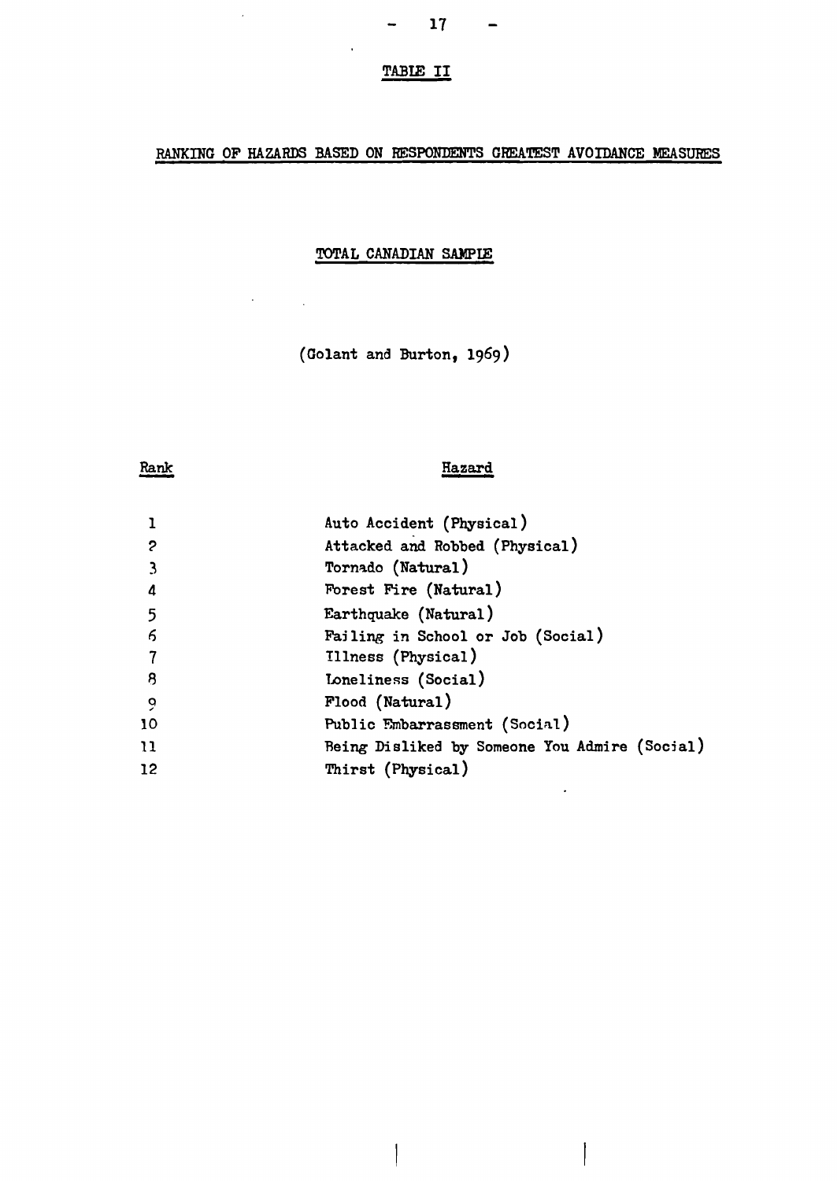TABLE II

RANKING OF HAZARDS BASED ON RESPONDENTS GREATEST AVOIDANCE MEASURES

TOTAL CANADIAN SAMPLE

(Golant and Burton, 1969)

| Rank | Hazard |
|---|---|
| 1 | Auto Accident (Physical) |
| 2 | Attacked and Robbed (Physical) |
| 3 | Tornado (Natural) |
| 4 | Forest Fire (Natural) |
| 5 | Earthquake (Natural) |
| 6 | Failing in School or Job (Social) |
| 7 | Illness (Physical) |
| 8 | Loneliness (Social) |
| 9 | Flood (Natural) |
| 10 | Public Embarrassment (Social) |
| 11 | Being Disliked by Someone You Admire (Social) |
| 12 | Thirst (Physical) |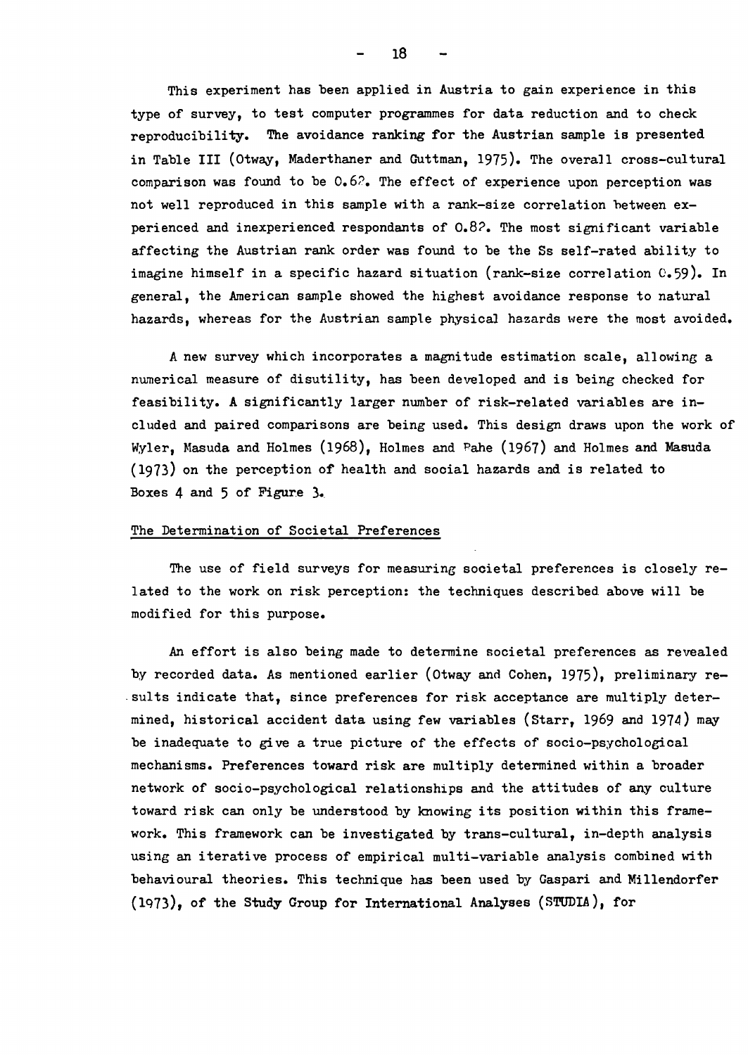This experiment has been applied in Austria to gain experience in this type of survey, to test computer programmes for data reduction and to check reproducibility. The avoidance ranking for the Austrian sample is presented in Table III (Otway, Maderthaner and Guttman, 1975). The overall cross-cultural comparison was found to be 0.6?. The effect of experience upon perception was not well reproduced in this sample with a rank-size correlation between experienced and inexperienced respondants of 0.8?. The most significant variable affecting the Austrian rank order was found to be the Ss self-rated ability to imagine himself in a specific hazard situation (rank-size correlation 0.59). In general, the American sample showed the highest avoidance response to natural hazards, whereas for the Austrian sample physical hazards were the most avoided.

A new survey which incorporates a magnitude estimation scale, allowing a numerical measure of disutility, has been developed and is being checked for feasibility. A significantly larger number of risk-related variables are included and paired comparisons are being used. This design draws upon the work of Wyler, Masuda and Holmes (1968), Holmes and Rahe (1967) and Holmes and Masuda (1973) on the perception of health and social hazards and is related to Boxes 4 and 5 of Figure 3.

## The Determination of Societal Preferences

The use of field surveys for measuring societal preferences is closely related to the work on risk perception: the techniques described above will be modified for this purpose.

An effort is also being made to determine societal preferences as revealed by recorded data. As mentioned earlier (Otway and Cohen, 1975), preliminary results indicate that, since preferences for risk acceptance are multiply determined, historical accident data using few variables (Starr, 1969 and 1974) may be inadequate to give a true picture of the effects of socio-psychological mechanisms. Preferences toward risk are multiply determined within a broader network of socio-psychological relationships and the attitudes of any culture toward risk can only be understood by knowing its position within this framework. This framework can be investigated by trans-cultural, in-depth analysis using an iterative process of empirical multi-variable analysis combined with behavioural theories. This technique has been used by Gaspari and Millendorfer (1973), of the Study Group for International Analyses (STUDIA), for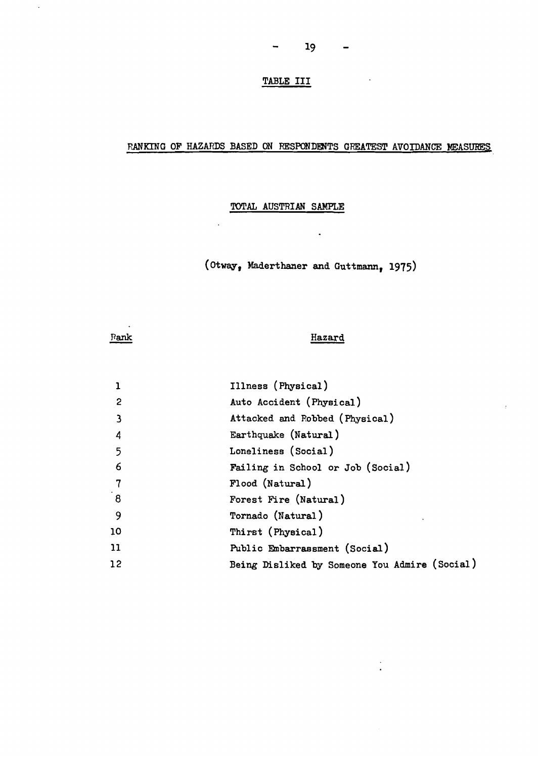# TABLE III

## RANKING OF HAZARDS BASED ON RESPONDENTS GREATEST AVOIDANCE MEASURES

### TOTAL AUSTRIAN SAMPLE

(Otway, Maderthaner and Guttmann, 1975)

| Rank | Hazard |
|---|---|
| 1 | Illness (Physical) |
| 2 | Auto Accident (Physical) |
| 3 | Attacked and Robbed (Physical) |
| 4 | Earthquake (Natural) |
| 5 | Loneliness (Social) |
| 6 | Failing in School or Job (Social) |
| 7 | Flood (Natural) |
| 8 | Forest Fire (Natural) |
| 9 | Tornado (Natural) |
| 10 | Thirst (Physical) |
| 11 | Public Embarrassment (Social) |
| 12 | Being Disliked by Someone You Admire (Social) |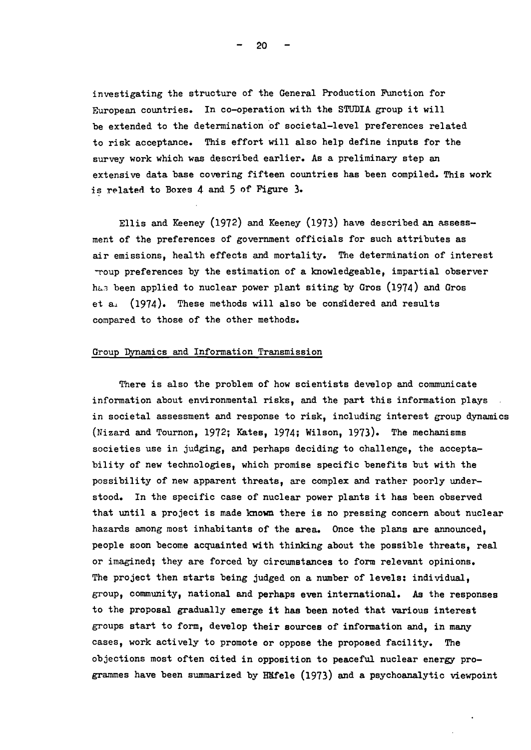investigating the structure of the General Production Function for European countries. In co-operation with the STUDIA group it will be extended to the determination of societal-level preferences related to risk acceptance. This effort will also help define inputs for the survey work which was described earlier. As a preliminary step an extensive data base covering fifteen countries has been compiled. This work is related to Boxes 4 and 5 of Figure 3.

Ellis and Keeney (1972) and Keeney (1973) have described an assessment of the preferences of government officials for such attributes as air emissions, health effects and mortality. The determination of interest group preferences by the estimation of a knowledgeable, impartial observer has been applied to nuclear power plant siting by Gros (1974) and Gros et al (1974). These methods will also be considered and results compared to those of the other methods.

## Group Dynamics and Information Transmission

There is also the problem of how scientists develop and communicate information about environmental risks, and the part this information plays in societal assessment and response to risk, including interest group dynamics (Nizard and Tournon, 1972; Kates, 1974; Wilson, 1973). The mechanisms societies use in judging, and perhaps deciding to challenge, the acceptability of new technologies, which promise specific benefits but with the possibility of new apparent threats, are complex and rather poorly understood. In the specific case of nuclear power plants it has been observed that until a project is made known there is no pressing concern about nuclear hazards among most inhabitants of the area. Once the plans are announced, people soon become acquainted with thinking about the possible threats, real or imagined; they are forced by circumstances to form relevant opinions. The project then starts being judged on a number of levels: individual, group, community, national and perhaps even international. As the responses to the proposal gradually emerge it has been noted that various interest groups start to form, develop their sources of information and, in many cases, work actively to promote or oppose the proposed facility. The objections most often cited in opposition to peaceful nuclear energy programmes have been summarized by Häfele (1973) and a psychoanalytic viewpoint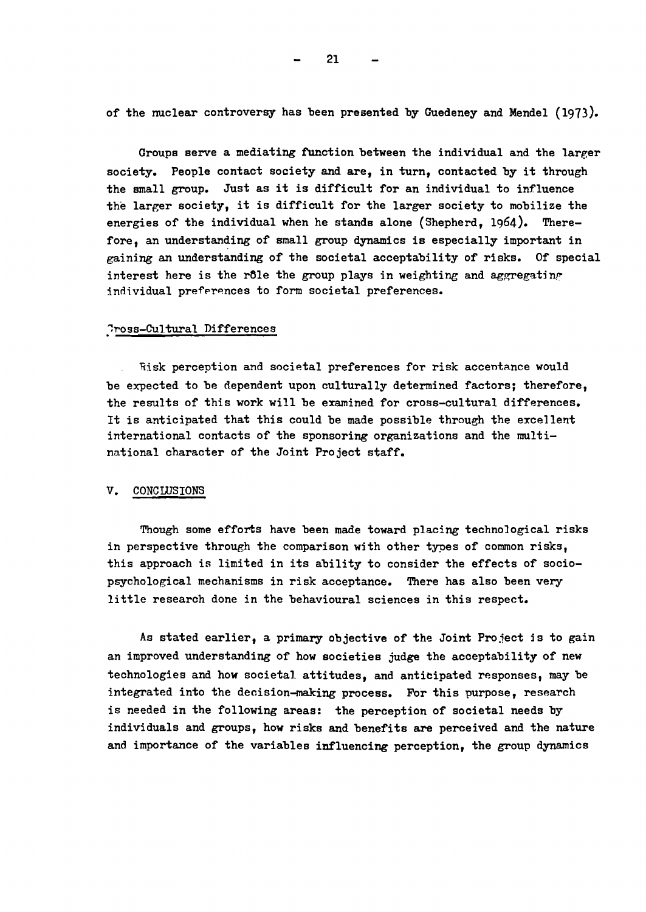of the nuclear controversy has been presented by Guedeney and Mendel (1973).

Groups serve a mediating function between the individual and the larger society. People contact society and are, in turn, contacted by it through the small group. Just as it is difficult for an individual to influence the larger society, it is difficult for the larger society to mobilize the energies of the individual when he stands alone (Shepherd, 1964). Therefore, an understanding of small group dynamics is especially important in gaining an understanding of the societal acceptability of risks. Of special interest here is the rôle the group plays in weighting and aggregating individual preferences to form societal preferences.

## Cross-Cultural Differences

Risk perception and societal preferences for risk acceptance would be expected to be dependent upon culturally determined factors; therefore, the results of this work will be examined for cross-cultural differences. It is anticipated that this could be made possible through the excellent international contacts of the sponsoring organizations and the multinational character of the Joint Project staff.

# V. CONCLUSIONS

Though some efforts have been made toward placing technological risks in perspective through the comparison with other types of common risks, this approach is limited in its ability to consider the effects of socio-psychological mechanisms in risk acceptance. There has also been very little research done in the behavioural sciences in this respect.

As stated earlier, a primary objective of the Joint Project is to gain an improved understanding of how societies judge the acceptability of new technologies and how societal attitudes, and anticipated responses, may be integrated into the decision-making process. For this purpose, research is needed in the following areas: the perception of societal needs by individuals and groups, how risks and benefits are perceived and the nature and importance of the variables influencing perception, the group dynamics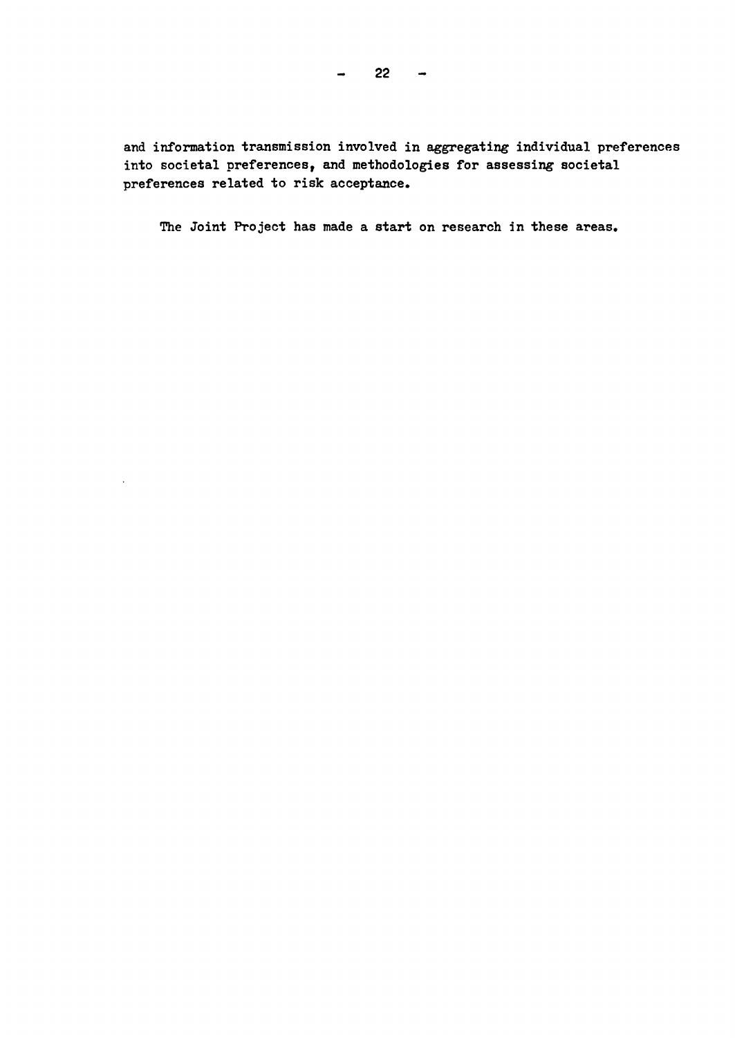and information transmission involved in aggregating individual preferences into societal preferences, and methodologies for assessing societal preferences related to risk acceptance.

The Joint Project has made a start on research in these areas.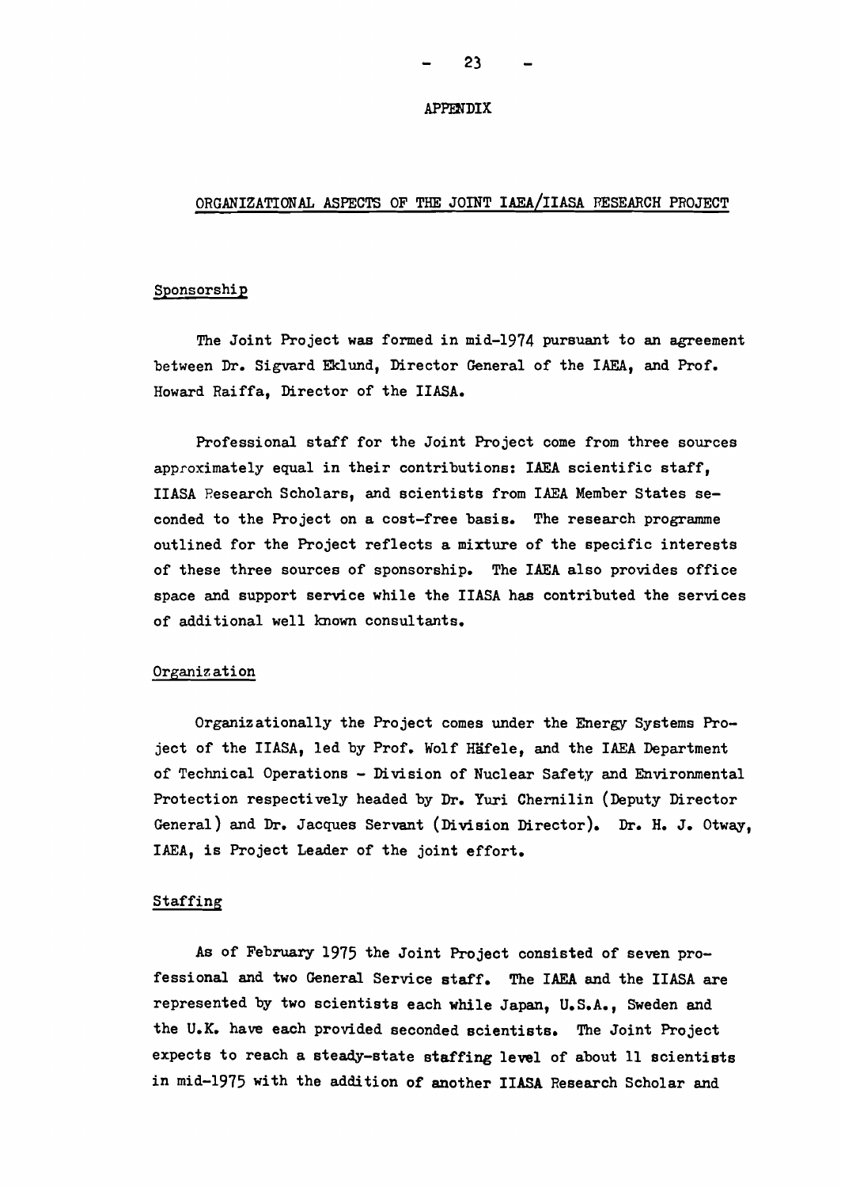# APPENDIX

## ORGANIZATIONAL ASPECTS OF THE JOINT IAEA/IIASA RESEARCH PROJECT

### Sponsorship

The Joint Project was formed in mid-1974 pursuant to an agreement between Dr. Sigvard Eklund, Director General of the IAEA, and Prof. Howard Raiffa, Director of the IIASA.

Professional staff for the Joint Project come from three sources approximately equal in their contributions: IAEA scientific staff, IIASA Research Scholars, and scientists from IAEA Member States seconded to the Project on a cost-free basis. The research programme outlined for the Project reflects a mixture of the specific interests of these three sources of sponsorship. The IAEA also provides office space and support service while the IIASA has contributed the services of additional well known consultants.

### Organization

Organizationally the Project comes under the Energy Systems Project of the IIASA, led by Prof. Wolf Häfele, and the IAEA Department of Technical Operations - Division of Nuclear Safety and Environmental Protection respectively headed by Dr. Yuri Chernilin (Deputy Director General) and Dr. Jacques Servant (Division Director). Dr. H. J. Otway, IAEA, is Project Leader of the joint effort.

### Staffing

As of February 1975 the Joint Project consisted of seven professional and two General Service staff. The IAEA and the IIASA are represented by two scientists each while Japan, U.S.A., Sweden and the U.K. have each provided seconded scientists. The Joint Project expects to reach a steady-state staffing level of about 11 scientists in mid-1975 with the addition of another IIASA Research Scholar and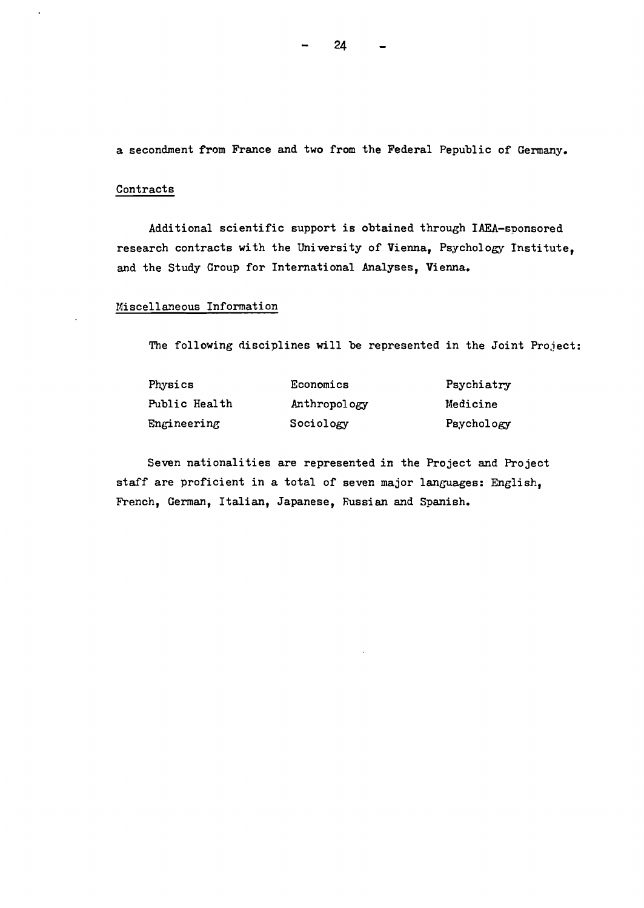a secondment from France and two from the Federal Republic of Germany.

## Contracts

Additional scientific support is obtained through IAEA-sponsored research contracts with the University of Vienna, Psychology Institute, and the Study Group for International Analyses, Vienna.

## Miscellaneous Information

The following disciplines will be represented in the Joint Project:

| | | |
|---|---|---|
| Physics | Economics | Psychiatry |
| Public Health | Anthropology | Medicine |
| Engineering | Sociology | Psychology |

Seven nationalities are represented in the Project and Project staff are proficient in a total of seven major languages: English, French, German, Italian, Japanese, Russian and Spanish.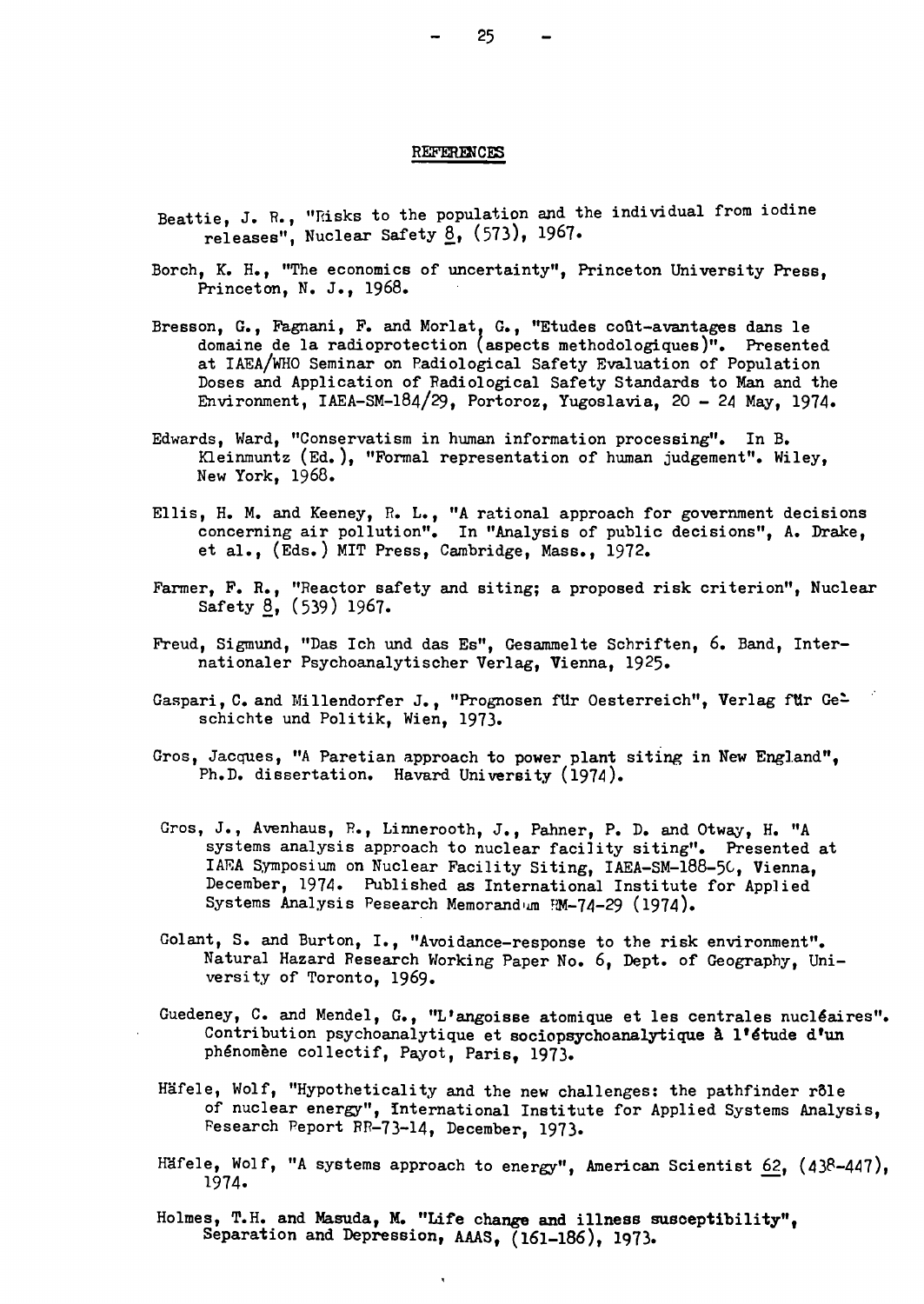## REFERENCES

Beattie, J. R., "Risks to the population and the individual from iodine releases", Nuclear Safety 8, (573), 1967.

Borch, K. H., "The economics of uncertainty", Princeton University Press, Princeton, N. J., 1968.

Bresson, G., Fagnani, F. and Morlat, G., "Etudes coût-avantages dans le domaine de la radioprotection (aspects methodologiques)". Presented at IAEA/WHO Seminar on Radiological Safety Evaluation of Population Doses and Application of Radiological Safety Standards to Man and the Environment, IAEA-SM-184/29, Portoroz, Yugoslavia, 20 - 24 May, 1974.

Edwards, Ward, "Conservatism in human information processing". In B. Kleinmuntz (Ed.), "Formal representation of human judgement". Wiley, New York, 1968.

Ellis, H. M. and Keeney, R. L., "A rational approach for government decisions concerning air pollution". In "Analysis of public decisions", A. Drake, et al., (Eds.) MIT Press, Cambridge, Mass., 1972.

Farmer, F. R., "Reactor safety and siting; a proposed risk criterion", Nuclear Safety 8, (539) 1967.

Freud, Sigmund, "Das Ich und das Es", Gesammelte Schriften, 6. Band, Internationaler Psychoanalytischer Verlag, Vienna, 1925.

Gaspari, C. and Millendorfer J., "Prognosen für Oesterreich", Verlag für Geschichte und Politik, Wien, 1973.

Gros, Jacques, "A Paretian approach to power plant siting in New England", Ph.D. dissertation. Havard University (1974).

Gros, J., Avenhaus, R., Linnerooth, J., Pahner, P. D. and Otway, H. "A systems analysis approach to nuclear facility siting". Presented at IAEA Symposium on Nuclear Facility Siting, IAEA-SM-188-50, Vienna, December, 1974. Published as International Institute for Applied Systems Analysis Research Memorandum RM-74-29 (1974).

Golant, S. and Burton, I., "Avoidance-response to the risk environment". Natural Hazard Research Working Paper No. 6, Dept. of Geography, University of Toronto, 1969.

Guedeney, C. and Mendel, G., "L'angoisse atomique et les centrales nucléaires". Contribution psychoanalytique et sociopsychoanalytique à l'étude d'un phénomène collectif, Payot, Paris, 1973.

Häfele, Wolf, "Hypotheticality and the new challenges: the pathfinder rôle of nuclear energy", International Institute for Applied Systems Analysis, Research Report RR-73-14, December, 1973.

Häfele, Wolf, "A systems approach to energy", American Scientist 62, (438-447), 1974.

Holmes, T.H. and Masuda, M. "Life change and illness susceptibility", Separation and Depression, AAAS, (161-186), 1973.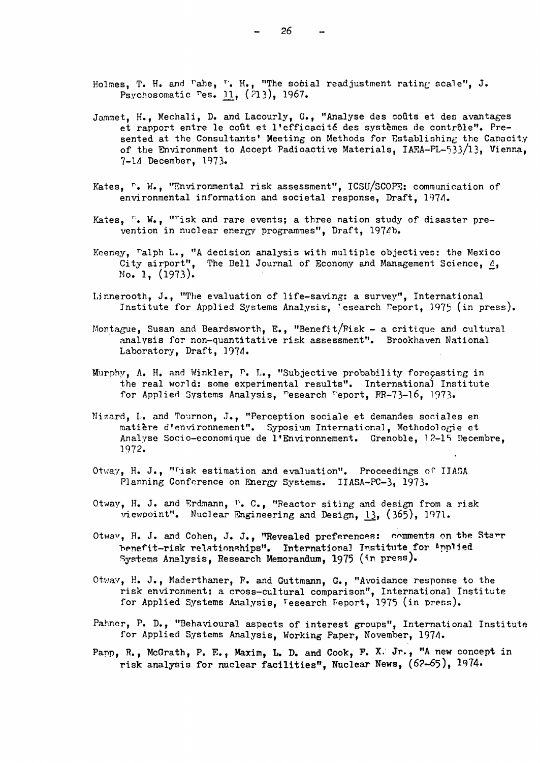Holmes, T. H. and Rahe, R. H., "The social readjustment rating scale", J. Psychosomatic Res. 11, (213), 1967.

Jammet, H., Mechali, D. and Lacourly, G., "Analyse des coûts et des avantages et rapport entre le coût et l'efficacité des systèmes de contrôle". Presented at the Consultants' Meeting on Methods for Establishing the Capacity of the Environment to Accept Radioactive Materials, IAEA-PL-533/13, Vienna, 7-14 December, 1973.

Kates, R. W., "Environmental risk assessment", ICSU/SCOPE: communication of environmental information and societal response, Draft, 1974.

Kates, R. W., "Risk and rare events; a three nation study of disaster prevention in nuclear energy programmes", Draft, 1974b.

Keeney, Ralph L., "A decision analysis with multiple objectives: the Mexico City airport", The Bell Journal of Economy and Management Science, 4, No. 1, (1973).

Linnerooth, J., "The evaluation of life-saving: a survey", International Institute for Applied Systems Analysis, Research Report, 1975 (in press).

Montague, Susan and Beardsworth, E., "Benefit/Risk - a critique and cultural analysis for non-quantitative risk assessment". Brookhaven National Laboratory, Draft, 1974.

Murphy, A. H. and Winkler, R. L., "Subjective probability forecasting in the real world: some experimental results". International Institute for Applied Systems Analysis, Research Report, RR-73-16, 1973.

Nizard, L. and Tournon, J., "Perception sociale et demandes sociales en matière d'environnement". Syposium International, Methodologie et Analyse Socio-economique de l'Environnement. Grenoble, 12-15 Decembre, 1972.

Otway, H. J., "Risk estimation and evaluation". Proceedings of IIASA Planning Conference on Energy Systems. IIASA-PC-3, 1973.

Otway, H. J. and Erdmann, R. C., "Reactor siting and design from a risk viewpoint". Nuclear Engineering and Design, 13, (365), 1971.

Otway, H. J. and Cohen, J. J., "Revealed preferences: comments on the Starr benefit-risk relationships". International Institute for Applied Systems Analysis, Research Memorandum, 1975 (in press).

Otway, H. J., Maderthaner, R. and Guttmann, G., "Avoidance response to the risk environment: a cross-cultural comparison", International Institute for Applied Systems Analysis, Research Report, 1975 (in press).

Pahner, P. D., "Behavioural aspects of interest groups", International Institute for Applied Systems Analysis, Working Paper, November, 1974.

Papp, R., McGrath, P. E., Maxim, L. D. and Cook, F. X. Jr., "A new concept in risk analysis for nuclear facilities", Nuclear News, (62-65), 1974.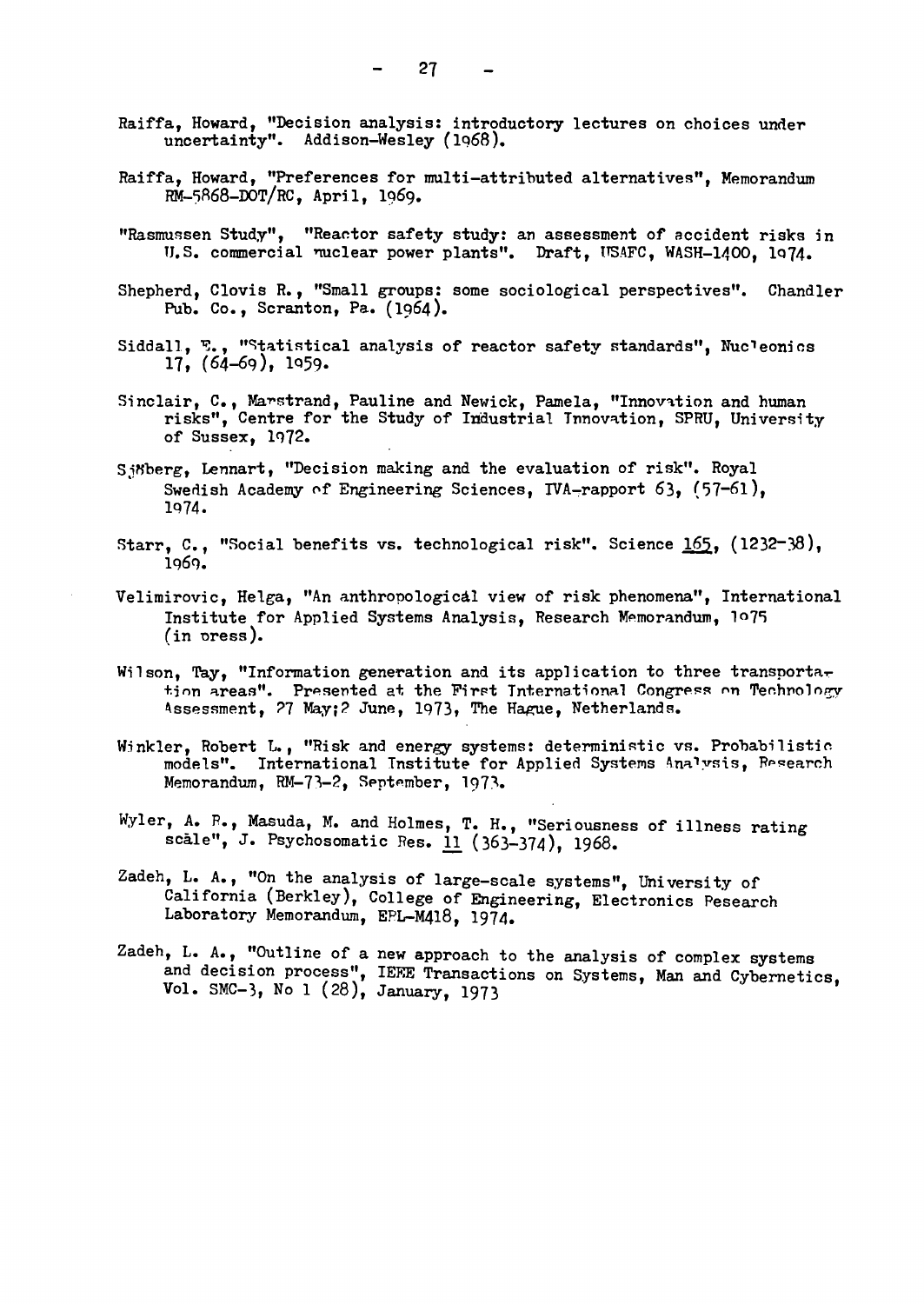Raiffa, Howard, "Decision analysis: introductory lectures on choices under uncertainty". Addison-Wesley (1968).

Raiffa, Howard, "Preferences for multi-attributed alternatives", Memorandum RM-5868-DOT/RC, April, 1969.

"Rasmussen Study", "Reactor safety study: an assessment of accident risks in U.S. commercial nuclear power plants". Draft, USAEC, WASH-1400, 1974.

Shepherd, Clovis R., "Small groups: some sociological perspectives". Chandler Pub. Co., Scranton, Pa. (1964).

Siddall, E., "Statistical analysis of reactor safety standards", Nucleonics 17, (64-69), 1959.

Sinclair, C., Marstrand, Pauline and Newick, Pamela, "Innovation and human risks", Centre for the Study of Industrial Innovation, SPRU, University of Sussex, 1972.

Sjöberg, Lennart, "Decision making and the evaluation of risk". Royal Swedish Academy of Engineering Sciences, IVA-rapport 63, (57-61), 1974.

Starr, C., "Social benefits vs. technological risk". Science 165, (1232-38), 1969.

Velimirovic, Helga, "An anthropological view of risk phenomena", International Institute for Applied Systems Analysis, Research Memorandum, 1975 (in press).

Wilson, Tay, "Information generation and its application to three transportation areas". Presented at the First International Congress on Technology Assessment, 27 May;2 June, 1973, The Hague, Netherlands.

Winkler, Robert L., "Risk and energy systems: deterministic vs. Probabilistic models". International Institute for Applied Systems Analysis, Research Memorandum, RM-73-2, September, 1973.

Wyler, A. R., Masuda, M. and Holmes, T. H., "Seriousness of illness rating scale", J. Psychosomatic Res. 11 (363-374), 1968.

Zadeh, L. A., "On the analysis of large-scale systems", University of California (Berkley), College of Engineering, Electronics Research Laboratory Memorandum, ERL-M418, 1974.

Zadeh, L. A., "Outline of a new approach to the analysis of complex systems and decision process", IEEE Transactions on Systems, Man and Cybernetics, Vol. SMC-3, No 1 (28), January, 1973